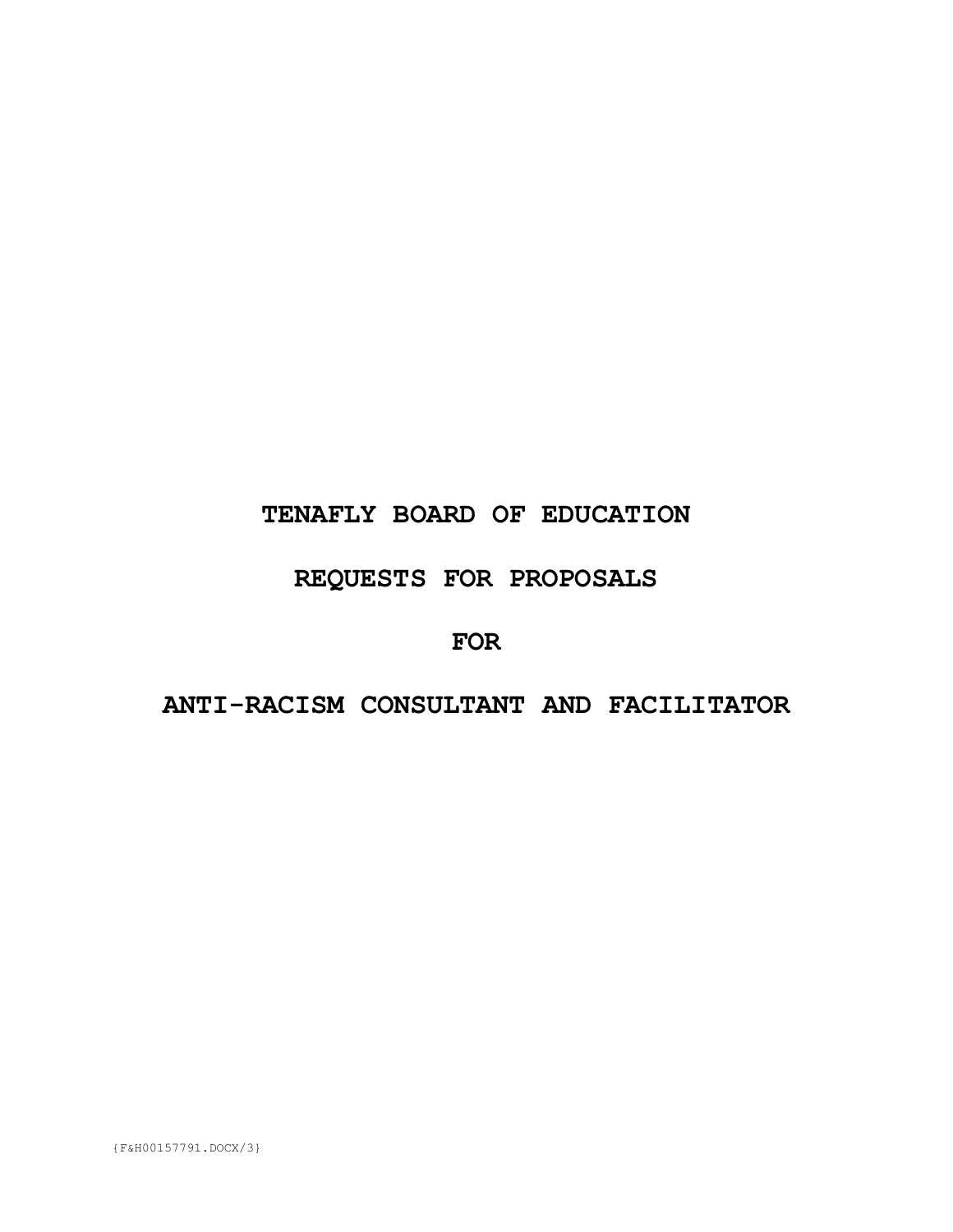# TENAFLY BOARD OF EDUCATION

# REQUESTS FOR PROPOSALS

# FOR

# ANTI-RACISM CONSULTANT AND FACILITATOR

{F&H00157791.DOCX/3}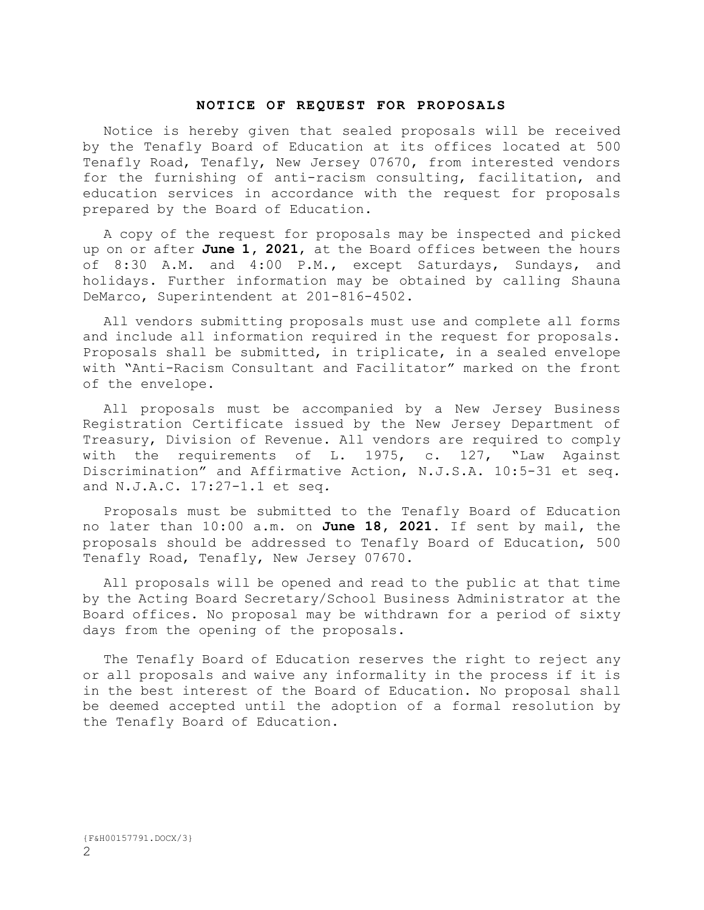## NOTICE OF REQUEST FOR PROPOSALS

Notice is hereby given that sealed proposals will be received by the Tenafly Board of Education at its offices located at 500 Tenafly Road, Tenafly, New Jersey 07670, from interested vendors for the furnishing of anti-racism consulting, facilitation, and education services in accordance with the request for proposals prepared by the Board of Education.

A copy of the request for proposals may be inspected and picked up on or after **June 1, 2021**, at the Board offices between the hours of 8:30 A.M. and 4:00 P.M., except Saturdays, Sundays, and holidays. Further information may be obtained by calling Shauna DeMarco, Superintendent at 201-816-4502.

All vendors submitting proposals must use and complete all forms and include all information required in the request for proposals. Proposals shall be submitted, in triplicate, in a sealed envelope with "Anti-Racism Consultant and Facilitator" marked on the front of the envelope.

All proposals must be accompanied by a New Jersey Business Registration Certificate issued by the New Jersey Department of Treasury, Division of Revenue. All vendors are required to comply with the requirements of L. 1975, c. 127, "Law Against Discrimination" and Affirmative Action, N.J.S.A. 10:5-31 et seq. and N.J.A.C. 17:27-1.1 et seq.

Proposals must be submitted to the Tenafly Board of Education no later than 10:00 a.m. on **June 18, 2021**. If sent by mail, the proposals should be addressed to Tenafly Board of Education, 500 Tenafly Road, Tenafly, New Jersey 07670.

All proposals will be opened and read to the public at that time by the Acting Board Secretary/School Business Administrator at the Board offices. No proposal may be withdrawn for a period of sixty days from the opening of the proposals.

The Tenafly Board of Education reserves the right to reject any or all proposals and waive any informality in the process if it is in the best interest of the Board of Education. No proposal shall be deemed accepted until the adoption of a formal resolution by the Tenafly Board of Education.

{F&H00157791.DOCX/3}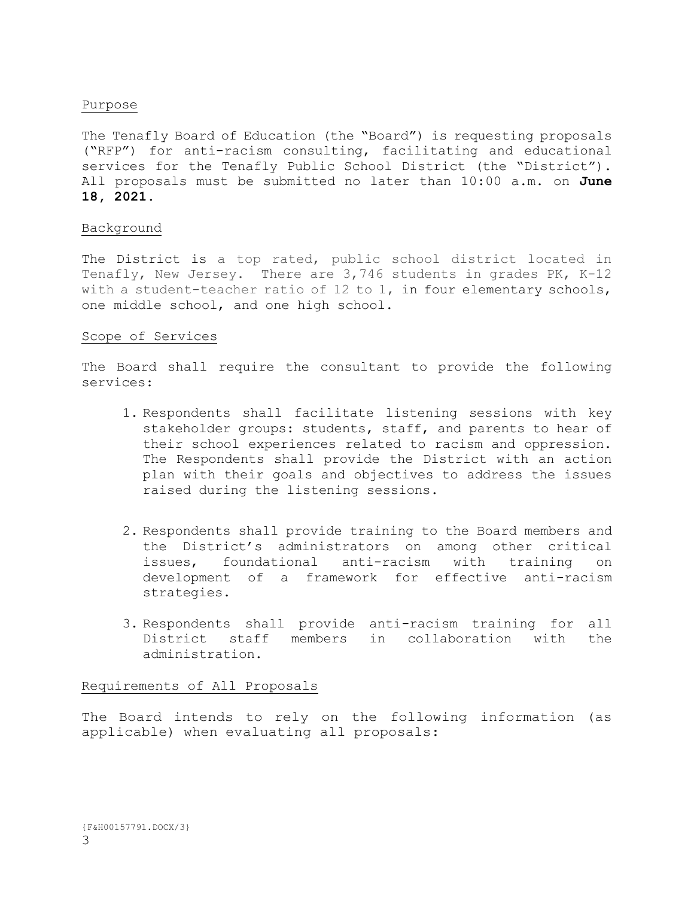## Purpose

The Tenafly Board of Education (the "Board") is requesting proposals ("RFP") for anti-racism consulting, facilitating and educational services for the Tenafly Public School District (the "District"). All proposals must be submitted no later than 10:00 a.m. on **June 18, 2021**.

## Background

The District is a top rated, public school district located in Tenafly, New Jersey. There are 3,746 students in grades PK, K-12 with a student-teacher ratio of 12 to 1, in four elementary schools, one middle school, and one high school.

## Scope of Services

The Board shall require the consultant to provide the following services:

1. Respondents shall facilitate listening sessions with key stakeholder groups: students, staff, and parents to hear of their school experiences related to racism and oppression. The Respondents shall provide the District with an action plan with their goals and objectives to address the issues raised during the listening sessions.

2. Respondents shall provide training to the Board members and the District's administrators on among other critical issues, foundational anti-racism with training on development of a framework for effective anti-racism strategies.

3. Respondents shall provide anti-racism training for all District staff members in collaboration with the administration.

## Requirements of All Proposals

The Board intends to rely on the following information (as applicable) when evaluating all proposals:

{F&H00157791.DOCX/3}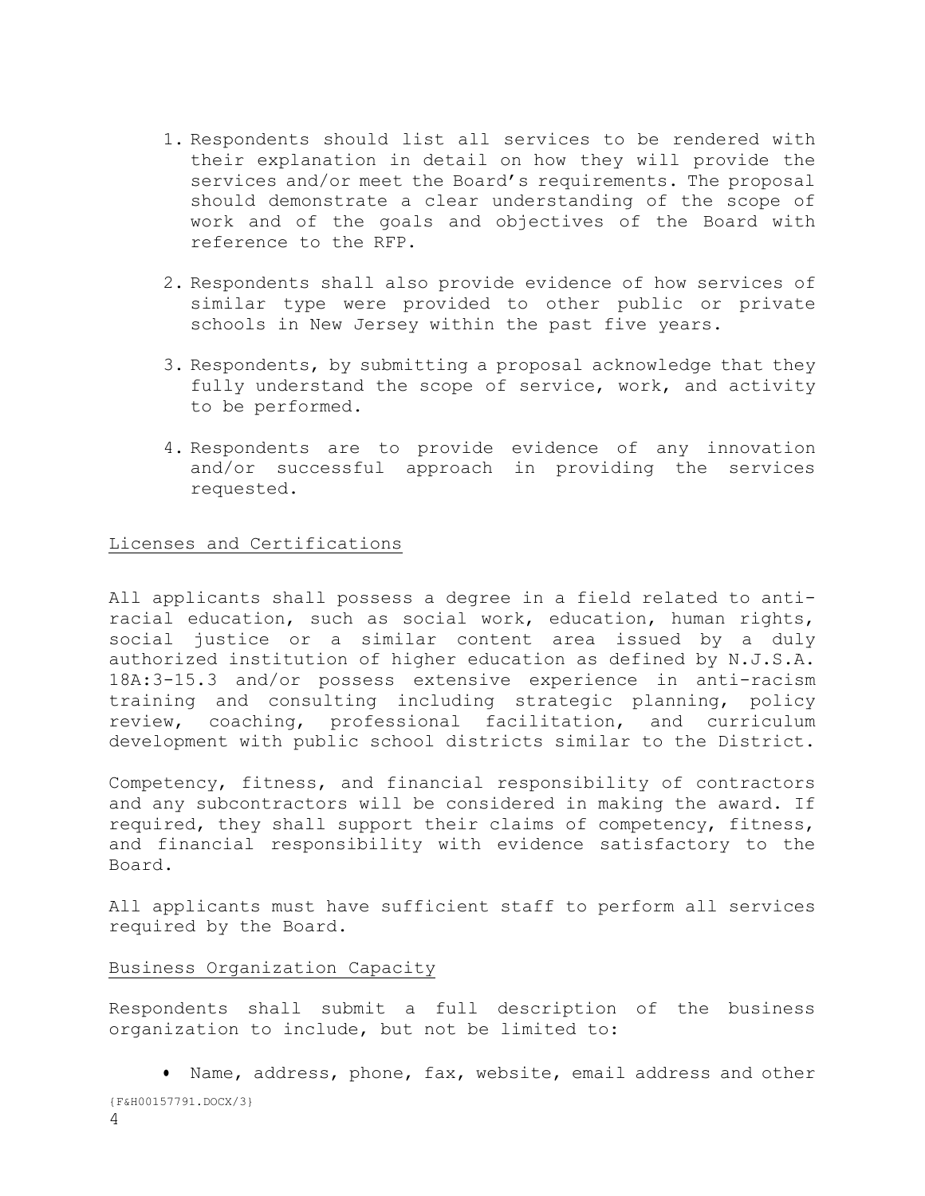1. Respondents should list all services to be rendered with their explanation in detail on how they will provide the services and/or meet the Board's requirements. The proposal should demonstrate a clear understanding of the scope of work and of the goals and objectives of the Board with reference to the RFP.

2. Respondents shall also provide evidence of how services of similar type were provided to other public or private schools in New Jersey within the past five years.

3. Respondents, by submitting a proposal acknowledge that they fully understand the scope of service, work, and activity to be performed.

4. Respondents are to provide evidence of any innovation and/or successful approach in providing the services requested.

<u>Licenses and Certifications</u>

All applicants shall possess a degree in a field related to anti-racial education, such as social work, education, human rights, social justice or a similar content area issued by a duly authorized institution of higher education as defined by N.J.S.A. 18A:3-15.3 and/or possess extensive experience in anti-racism training and consulting including strategic planning, policy review, coaching, professional facilitation, and curriculum development with public school districts similar to the District.

Competency, fitness, and financial responsibility of contractors and any subcontractors will be considered in making the award. If required, they shall support their claims of competency, fitness, and financial responsibility with evidence satisfactory to the Board.

All applicants must have sufficient staff to perform all services required by the Board.

<u>Business Organization Capacity</u>

Respondents shall submit a full description of the business organization to include, but not be limited to:

- Name, address, phone, fax, website, email address and other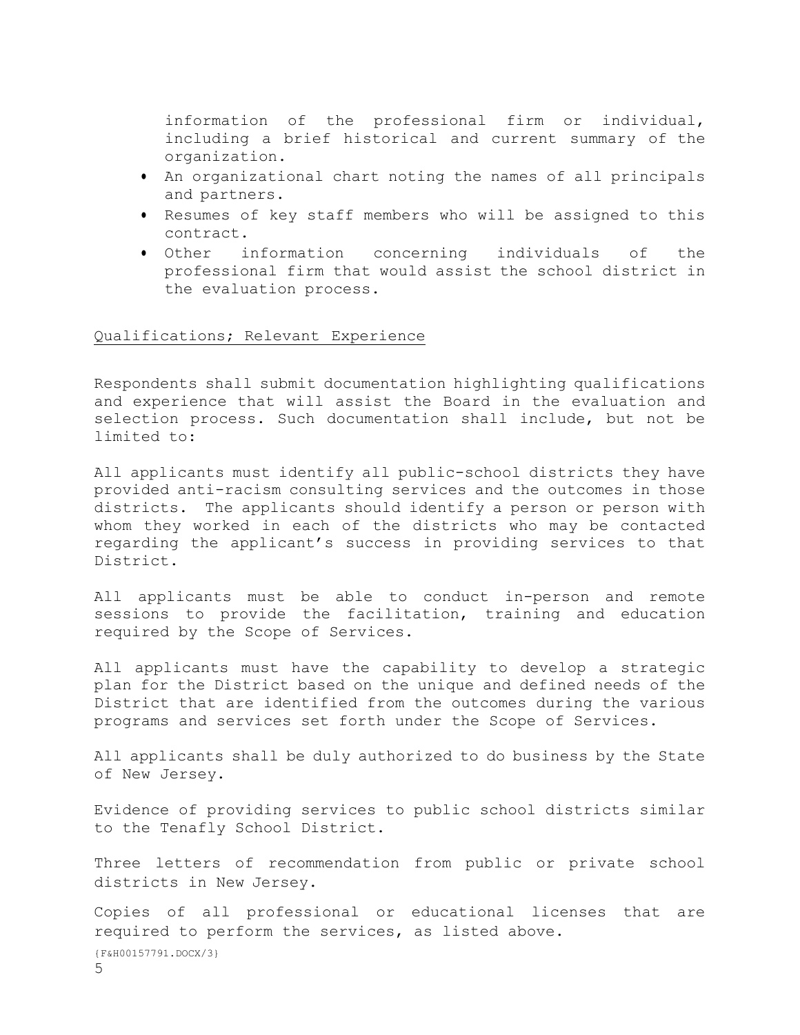information of the professional firm or individual, including a brief historical and current summary of the organization.

- An organizational chart noting the names of all principals and partners.
- Resumes of key staff members who will be assigned to this contract.
- Other information concerning individuals of the professional firm that would assist the school district in the evaluation process.

Qualifications; Relevant Experience

Respondents shall submit documentation highlighting qualifications and experience that will assist the Board in the evaluation and selection process. Such documentation shall include, but not be limited to:

All applicants must identify all public-school districts they have provided anti-racism consulting services and the outcomes in those districts. The applicants should identify a person or person with whom they worked in each of the districts who may be contacted regarding the applicant's success in providing services to that District.

All applicants must be able to conduct in-person and remote sessions to provide the facilitation, training and education required by the Scope of Services.

All applicants must have the capability to develop a strategic plan for the District based on the unique and defined needs of the District that are identified from the outcomes during the various programs and services set forth under the Scope of Services.

All applicants shall be duly authorized to do business by the State of New Jersey.

Evidence of providing services to public school districts similar to the Tenafly School District.

Three letters of recommendation from public or private school districts in New Jersey.

Copies of all professional or educational licenses that are required to perform the services, as listed above.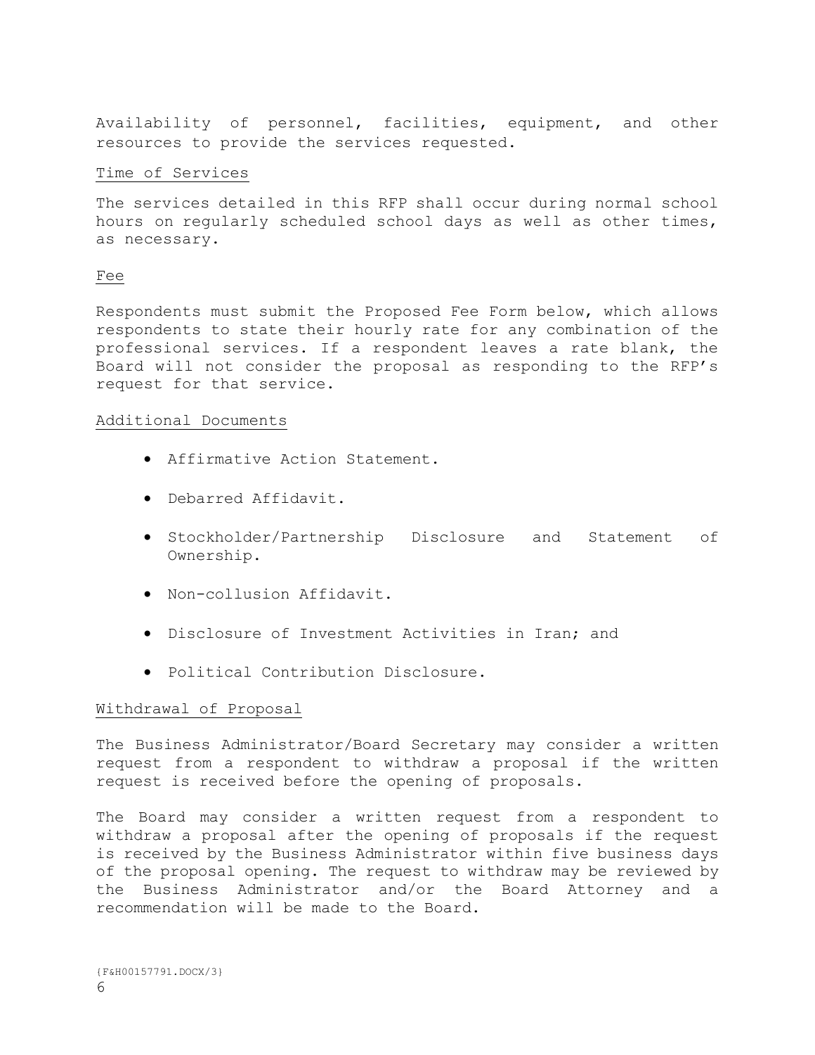Availability of personnel, facilities, equipment, and other resources to provide the services requested.

### Time of Services

The services detailed in this RFP shall occur during normal school hours on regularly scheduled school days as well as other times, as necessary.

### Fee

Respondents must submit the Proposed Fee Form below, which allows respondents to state their hourly rate for any combination of the professional services. If a respondent leaves a rate blank, the Board will not consider the proposal as responding to the RFP's request for that service.

### Additional Documents

- Affirmative Action Statement.
- Debarred Affidavit.
- Stockholder/Partnership Disclosure and Statement of Ownership.
- Non-collusion Affidavit.
- Disclosure of Investment Activities in Iran; and
- Political Contribution Disclosure.

### Withdrawal of Proposal

The Business Administrator/Board Secretary may consider a written request from a respondent to withdraw a proposal if the written request is received before the opening of proposals.

The Board may consider a written request from a respondent to withdraw a proposal after the opening of proposals if the request is received by the Business Administrator within five business days of the proposal opening. The request to withdraw may be reviewed by the Business Administrator and/or the Board Attorney and a recommendation will be made to the Board.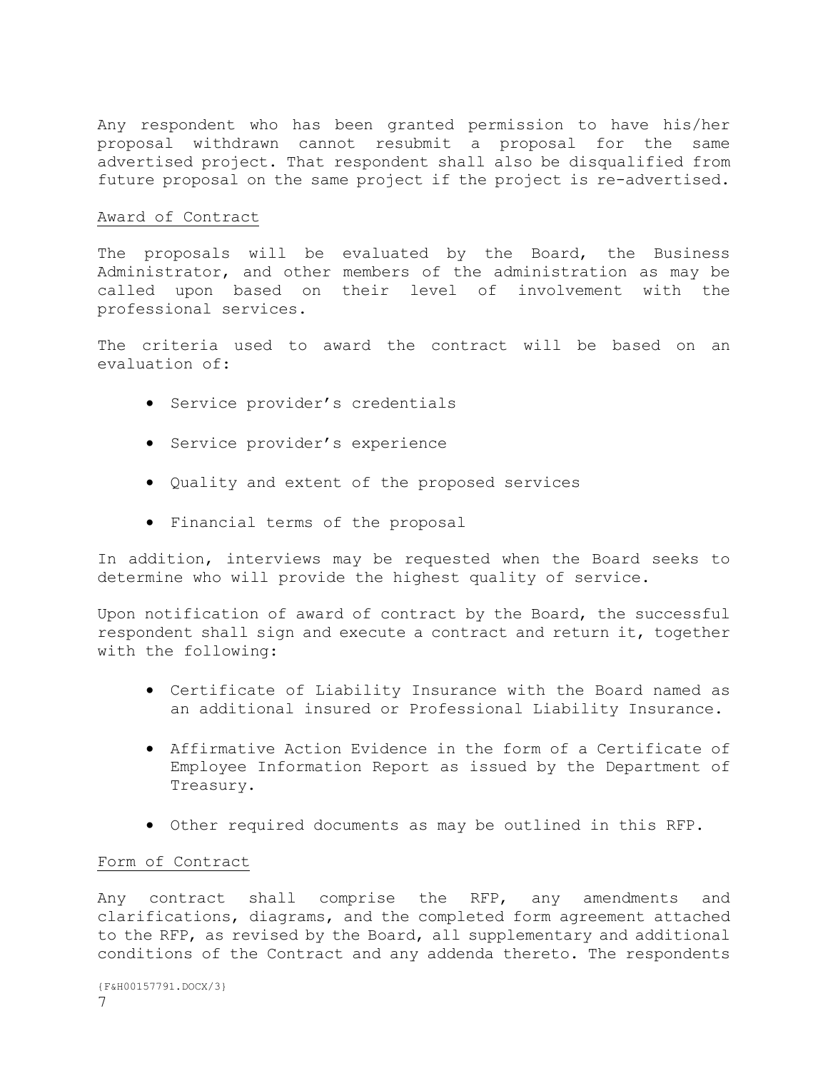Any respondent who has been granted permission to have his/her proposal withdrawn cannot resubmit a proposal for the same advertised project. That respondent shall also be disqualified from future proposal on the same project if the project is re-advertised.

Award of Contract

The proposals will be evaluated by the Board, the Business Administrator, and other members of the administration as may be called upon based on their level of involvement with the professional services.

The criteria used to award the contract will be based on an evaluation of:

- Service provider's credentials
- Service provider's experience
- Quality and extent of the proposed services
- Financial terms of the proposal

In addition, interviews may be requested when the Board seeks to determine who will provide the highest quality of service.

Upon notification of award of contract by the Board, the successful respondent shall sign and execute a contract and return it, together with the following:

- Certificate of Liability Insurance with the Board named as an additional insured or Professional Liability Insurance.
- Affirmative Action Evidence in the form of a Certificate of Employee Information Report as issued by the Department of Treasury.
- Other required documents as may be outlined in this RFP.

Form of Contract

Any contract shall comprise the RFP, any amendments and clarifications, diagrams, and the completed form agreement attached to the RFP, as revised by the Board, all supplementary and additional conditions of the Contract and any addenda thereto. The respondents

{F&H00157791.DOCX/3}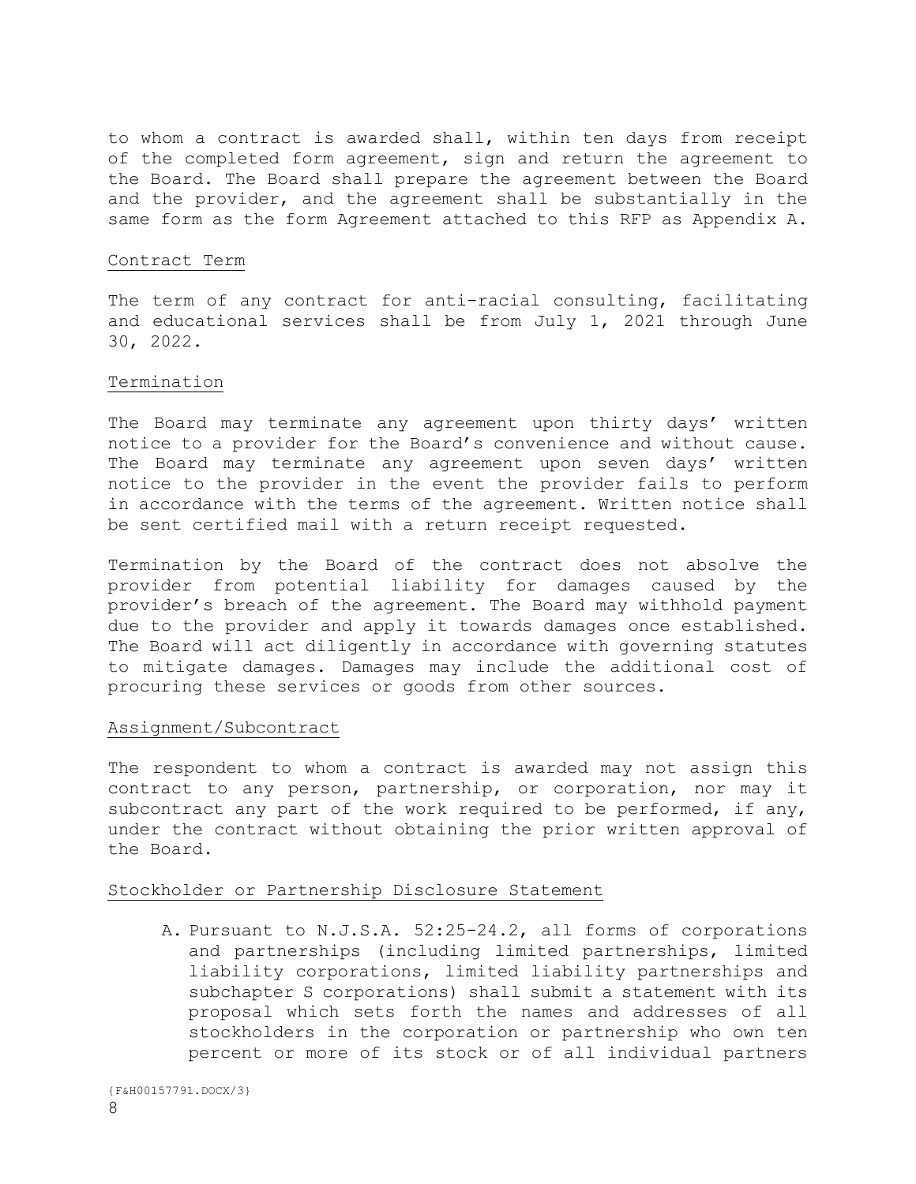to whom a contract is awarded shall, within ten days from receipt of the completed form agreement, sign and return the agreement to the Board. The Board shall prepare the agreement between the Board and the provider, and the agreement shall be substantially in the same form as the form Agreement attached to this RFP as Appendix A.

### Contract Term

The term of any contract for anti-racial consulting, facilitating and educational services shall be from July 1, 2021 through June 30, 2022.

### Termination

The Board may terminate any agreement upon thirty days' written notice to a provider for the Board's convenience and without cause. The Board may terminate any agreement upon seven days' written notice to the provider in the event the provider fails to perform in accordance with the terms of the agreement. Written notice shall be sent certified mail with a return receipt requested.

Termination by the Board of the contract does not absolve the provider from potential liability for damages caused by the provider's breach of the agreement. The Board may withhold payment due to the provider and apply it towards damages once established. The Board will act diligently in accordance with governing statutes to mitigate damages. Damages may include the additional cost of procuring these services or goods from other sources.

### Assignment/Subcontract

The respondent to whom a contract is awarded may not assign this contract to any person, partnership, or corporation, nor may it subcontract any part of the work required to be performed, if any, under the contract without obtaining the prior written approval of the Board.

### Stockholder or Partnership Disclosure Statement

A. Pursuant to N.J.S.A. 52:25-24.2, all forms of corporations and partnerships (including limited partnerships, limited liability corporations, limited liability partnerships and subchapter S corporations) shall submit a statement with its proposal which sets forth the names and addresses of all stockholders in the corporation or partnership who own ten percent or more of its stock or of all individual partners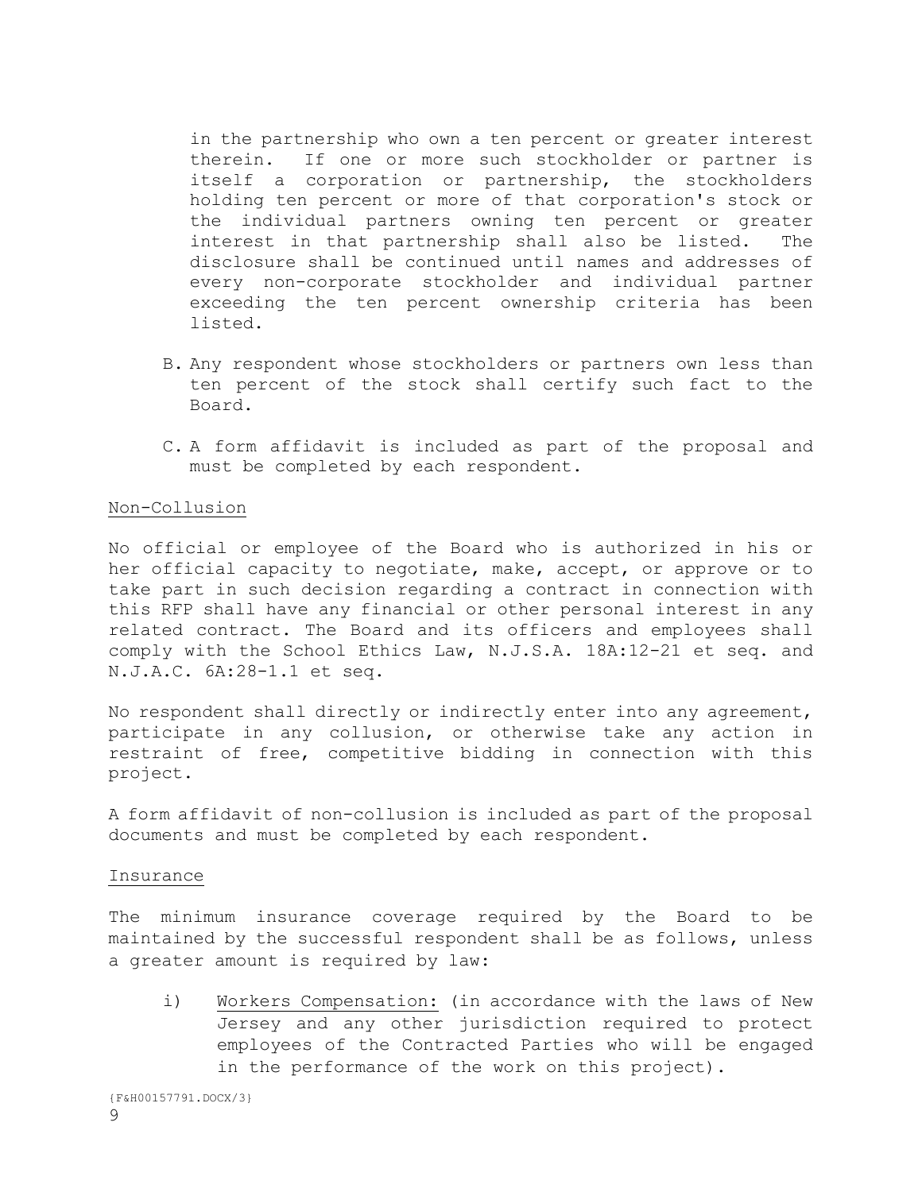in the partnership who own a ten percent or greater interest therein. If one or more such stockholder or partner is itself a corporation or partnership, the stockholders holding ten percent or more of that corporation's stock or the individual partners owning ten percent or greater interest in that partnership shall also be listed. The disclosure shall be continued until names and addresses of every non-corporate stockholder and individual partner exceeding the ten percent ownership criteria has been listed.

B. Any respondent whose stockholders or partners own less than ten percent of the stock shall certify such fact to the Board.

C. A form affidavit is included as part of the proposal and must be completed by each respondent.

Non-Collusion

No official or employee of the Board who is authorized in his or her official capacity to negotiate, make, accept, or approve or to take part in such decision regarding a contract in connection with this RFP shall have any financial or other personal interest in any related contract. The Board and its officers and employees shall comply with the School Ethics Law, N.J.S.A. 18A:12-21 et seq. and N.J.A.C. 6A:28-1.1 et seq.

No respondent shall directly or indirectly enter into any agreement, participate in any collusion, or otherwise take any action in restraint of free, competitive bidding in connection with this project.

A form affidavit of non-collusion is included as part of the proposal documents and must be completed by each respondent.

Insurance

The minimum insurance coverage required by the Board to be maintained by the successful respondent shall be as follows, unless a greater amount is required by law:

i) Workers Compensation: (in accordance with the laws of New Jersey and any other jurisdiction required to protect employees of the Contracted Parties who will be engaged in the performance of the work on this project).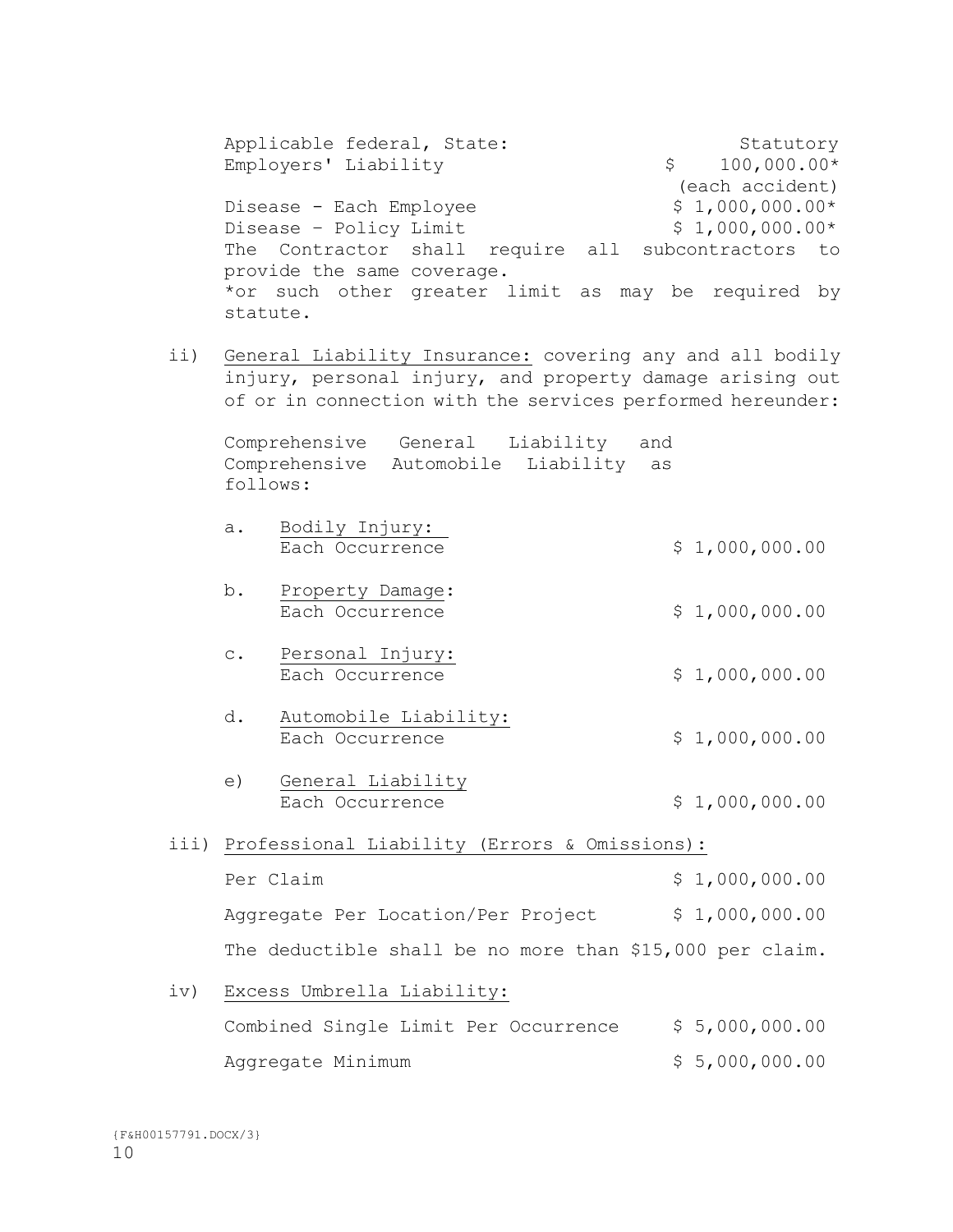| | |
|---|---|
| Applicable federal, State: | Statutory |
| Employers' Liability | $ 100,000.00* (each accident) |
| Disease - Each Employee | $ 1,000,000.00* |
| Disease – Policy Limit | $ 1,000,000.00* |

The Contractor shall require all subcontractors to provide the same coverage.

*or such other greater limit as may be required by statute.

ii) General Liability Insurance: covering any and all bodily injury, personal injury, and property damage arising out of or in connection with the services performed hereunder:

Comprehensive General Liability and Comprehensive Automobile Liability as follows:

| | | |
|---|---|---|
| a. | Bodily Injury: Each Occurrence | $ 1,000,000.00 |
| b. | Property Damage: Each Occurrence | $ 1,000,000.00 |
| c. | Personal Injury: Each Occurrence | $ 1,000,000.00 |
| d. | Automobile Liability: Each Occurrence | $ 1,000,000.00 |
| e) | General Liability Each Occurrence | $ 1,000,000.00 |

iii) Professional Liability (Errors & Omissions):

| | |
|---|---|
| Per Claim | $ 1,000,000.00 |
| Aggregate Per Location/Per Project | $ 1,000,000.00 |

The deductible shall be no more than $15,000 per claim.

iv) Excess Umbrella Liability:

| | |
|---|---|
| Combined Single Limit Per Occurrence | $ 5,000,000.00 |
| Aggregate Minimum | $ 5,000,000.00 |

{F&H00157791.DOCX/3}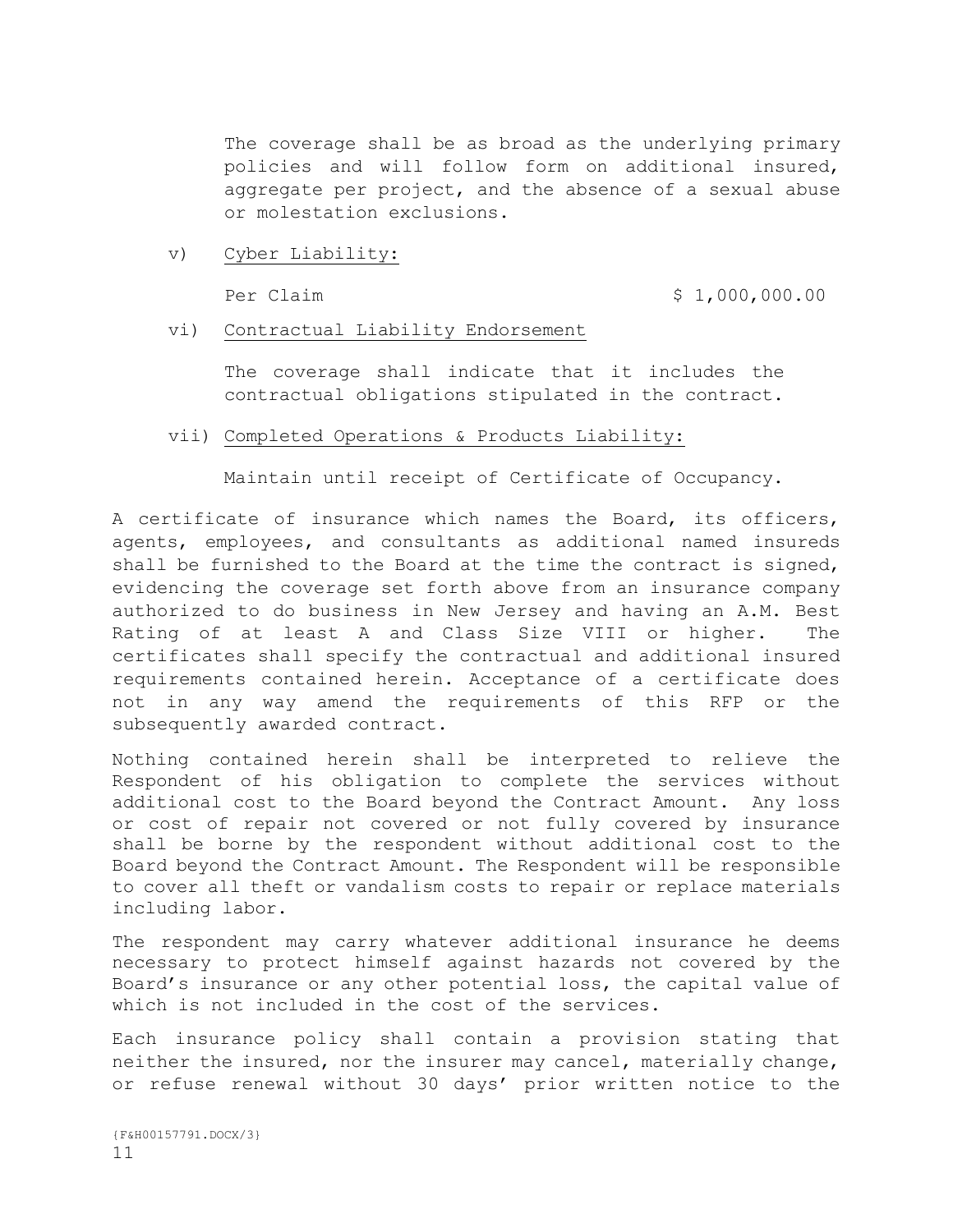The coverage shall be as broad as the underlying primary policies and will follow form on additional insured, aggregate per project, and the absence of a sexual abuse or molestation exclusions.

v) Cyber Liability:

Per Claim $ 1,000,000.00

vi) Contractual Liability Endorsement

The coverage shall indicate that it includes the contractual obligations stipulated in the contract.

vii) Completed Operations & Products Liability:

Maintain until receipt of Certificate of Occupancy.

A certificate of insurance which names the Board, its officers, agents, employees, and consultants as additional named insureds shall be furnished to the Board at the time the contract is signed, evidencing the coverage set forth above from an insurance company authorized to do business in New Jersey and having an A.M. Best Rating of at least A and Class Size VIII or higher. The certificates shall specify the contractual and additional insured requirements contained herein. Acceptance of a certificate does not in any way amend the requirements of this RFP or the subsequently awarded contract.

Nothing contained herein shall be interpreted to relieve the Respondent of his obligation to complete the services without additional cost to the Board beyond the Contract Amount. Any loss or cost of repair not covered or not fully covered by insurance shall be borne by the respondent without additional cost to the Board beyond the Contract Amount. The Respondent will be responsible to cover all theft or vandalism costs to repair or replace materials including labor.

The respondent may carry whatever additional insurance he deems necessary to protect himself against hazards not covered by the Board's insurance or any other potential loss, the capital value of which is not included in the cost of the services.

Each insurance policy shall contain a provision stating that neither the insured, nor the insurer may cancel, materially change, or refuse renewal without 30 days' prior written notice to the

{F&H00157791.DOCX/3}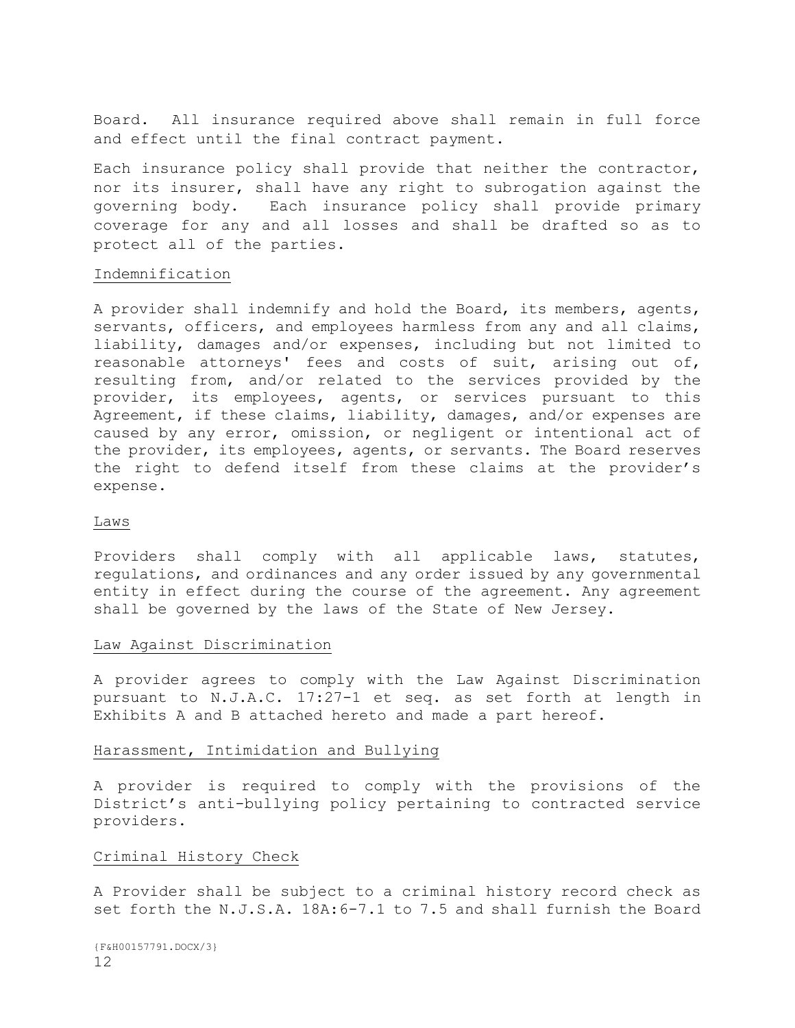Board. All insurance required above shall remain in full force and effect until the final contract payment.

Each insurance policy shall provide that neither the contractor, nor its insurer, shall have any right to subrogation against the governing body. Each insurance policy shall provide primary coverage for any and all losses and shall be drafted so as to protect all of the parties.

<u>Indemnification</u>

A provider shall indemnify and hold the Board, its members, agents, servants, officers, and employees harmless from any and all claims, liability, damages and/or expenses, including but not limited to reasonable attorneys' fees and costs of suit, arising out of, resulting from, and/or related to the services provided by the provider, its employees, agents, or services pursuant to this Agreement, if these claims, liability, damages, and/or expenses are caused by any error, omission, or negligent or intentional act of the provider, its employees, agents, or servants. The Board reserves the right to defend itself from these claims at the provider's expense.

<u>Laws</u>

Providers shall comply with all applicable laws, statutes, regulations, and ordinances and any order issued by any governmental entity in effect during the course of the agreement. Any agreement shall be governed by the laws of the State of New Jersey.

<u>Law Against Discrimination</u>

A provider agrees to comply with the Law Against Discrimination pursuant to N.J.A.C. 17:27-1 et seq. as set forth at length in Exhibits A and B attached hereto and made a part hereof.

<u>Harassment, Intimidation and Bullying</u>

A provider is required to comply with the provisions of the District's anti-bullying policy pertaining to contracted service providers.

<u>Criminal History Check</u>

A Provider shall be subject to a criminal history record check as set forth the N.J.S.A. 18A:6-7.1 to 7.5 and shall furnish the Board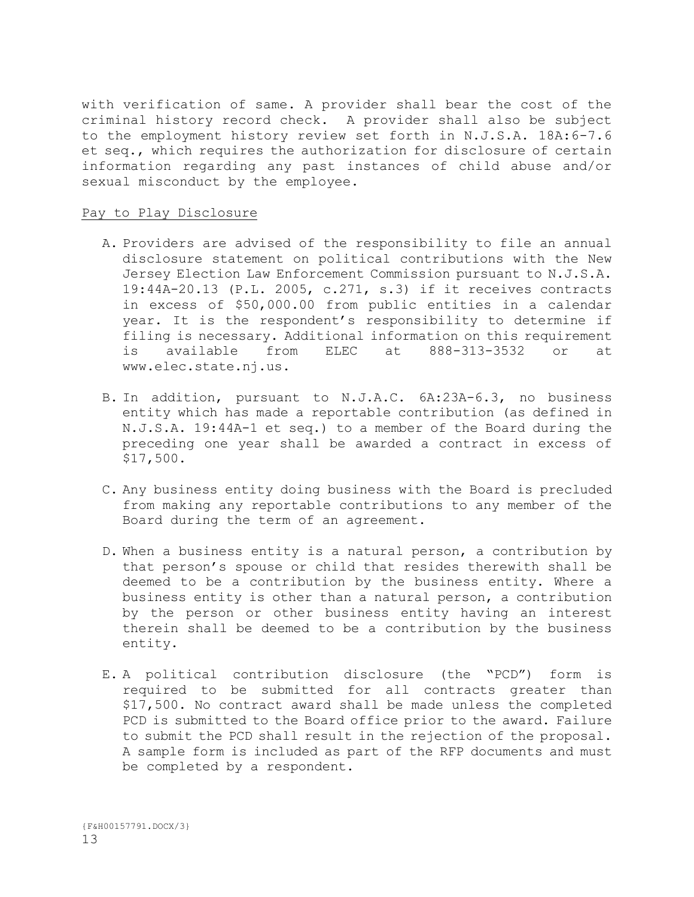with verification of same. A provider shall bear the cost of the criminal history record check. A provider shall also be subject to the employment history review set forth in N.J.S.A. 18A:6-7.6 et seq., which requires the authorization for disclosure of certain information regarding any past instances of child abuse and/or sexual misconduct by the employee.

<u>Pay to Play Disclosure</u>

A. Providers are advised of the responsibility to file an annual disclosure statement on political contributions with the New Jersey Election Law Enforcement Commission pursuant to N.J.S.A. 19:44A-20.13 (P.L. 2005, c.271, s.3) if it receives contracts in excess of $50,000.00 from public entities in a calendar year. It is the respondent's responsibility to determine if filing is necessary. Additional information on this requirement is available from ELEC at 888-313-3532 or at www.elec.state.nj.us.

B. In addition, pursuant to N.J.A.C. 6A:23A-6.3, no business entity which has made a reportable contribution (as defined in N.J.S.A. 19:44A-1 et seq.) to a member of the Board during the preceding one year shall be awarded a contract in excess of $17,500.

C. Any business entity doing business with the Board is precluded from making any reportable contributions to any member of the Board during the term of an agreement.

D. When a business entity is a natural person, a contribution by that person's spouse or child that resides therewith shall be deemed to be a contribution by the business entity. Where a business entity is other than a natural person, a contribution by the person or other business entity having an interest therein shall be deemed to be a contribution by the business entity.

E. A political contribution disclosure (the "PCD") form is required to be submitted for all contracts greater than $17,500. No contract award shall be made unless the completed PCD is submitted to the Board office prior to the award. Failure to submit the PCD shall result in the rejection of the proposal. A sample form is included as part of the RFP documents and must be completed by a respondent.

{F&H00157791.DOCX/3}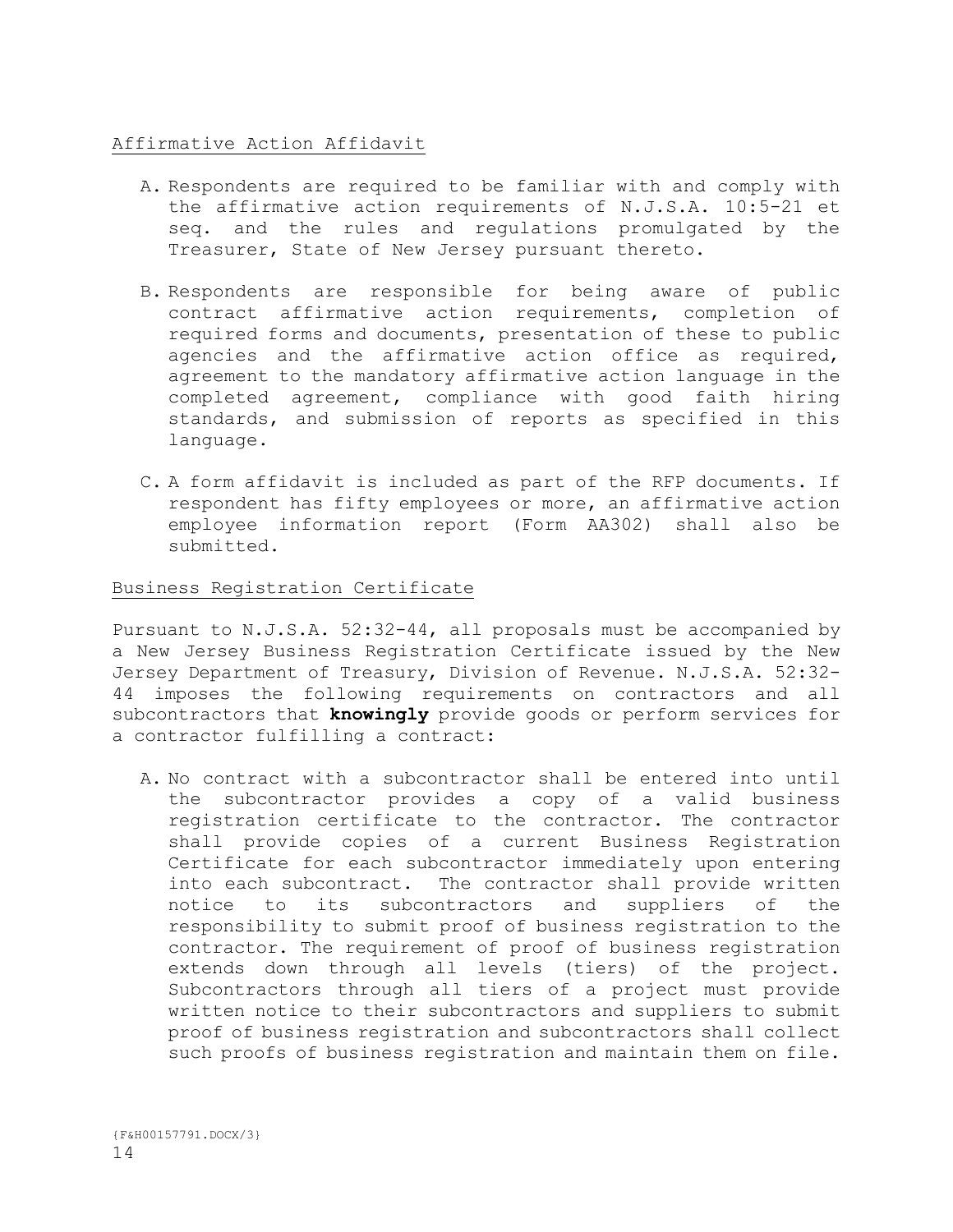<u>Affirmative Action Affidavit</u>

A. Respondents are required to be familiar with and comply with the affirmative action requirements of N.J.S.A. 10:5-21 et seq. and the rules and regulations promulgated by the Treasurer, State of New Jersey pursuant thereto.

B. Respondents are responsible for being aware of public contract affirmative action requirements, completion of required forms and documents, presentation of these to public agencies and the affirmative action office as required, agreement to the mandatory affirmative action language in the completed agreement, compliance with good faith hiring standards, and submission of reports as specified in this language.

C. A form affidavit is included as part of the RFP documents. If respondent has fifty employees or more, an affirmative action employee information report (Form AA302) shall also be submitted.

<u>Business Registration Certificate</u>

Pursuant to N.J.S.A. 52:32-44, all proposals must be accompanied by a New Jersey Business Registration Certificate issued by the New Jersey Department of Treasury, Division of Revenue. N.J.S.A. 52:32-44 imposes the following requirements on contractors and all subcontractors that **knowingly** provide goods or perform services for a contractor fulfilling a contract:

A. No contract with a subcontractor shall be entered into until the subcontractor provides a copy of a valid business registration certificate to the contractor. The contractor shall provide copies of a current Business Registration Certificate for each subcontractor immediately upon entering into each subcontract. The contractor shall provide written notice to its subcontractors and suppliers of the responsibility to submit proof of business registration to the contractor. The requirement of proof of business registration extends down through all levels (tiers) of the project. Subcontractors through all tiers of a project must provide written notice to their subcontractors and suppliers to submit proof of business registration and subcontractors shall collect such proofs of business registration and maintain them on file.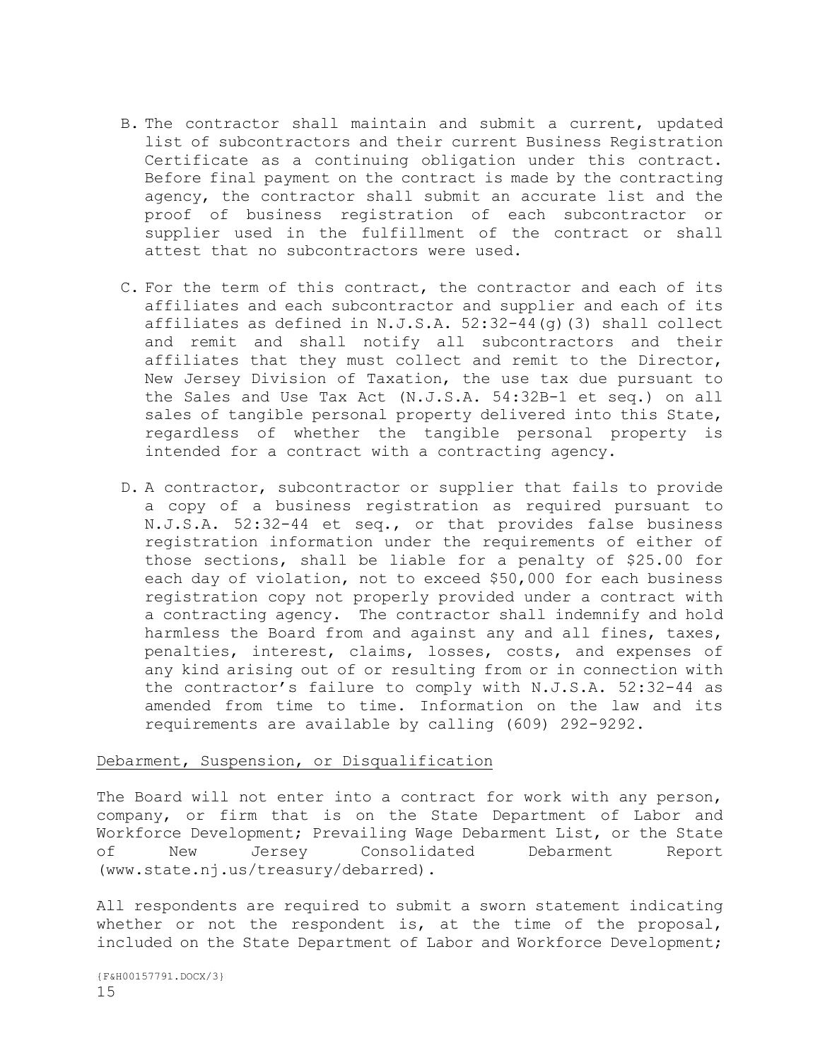B. The contractor shall maintain and submit a current, updated list of subcontractors and their current Business Registration Certificate as a continuing obligation under this contract. Before final payment on the contract is made by the contracting agency, the contractor shall submit an accurate list and the proof of business registration of each subcontractor or supplier used in the fulfillment of the contract or shall attest that no subcontractors were used.

C. For the term of this contract, the contractor and each of its affiliates and each subcontractor and supplier and each of its affiliates as defined in N.J.S.A. 52:32-44(g)(3) shall collect and remit and shall notify all subcontractors and their affiliates that they must collect and remit to the Director, New Jersey Division of Taxation, the use tax due pursuant to the Sales and Use Tax Act (N.J.S.A. 54:32B-1 et seq.) on all sales of tangible personal property delivered into this State, regardless of whether the tangible personal property is intended for a contract with a contracting agency.

D. A contractor, subcontractor or supplier that fails to provide a copy of a business registration as required pursuant to N.J.S.A. 52:32-44 et seq., or that provides false business registration information under the requirements of either of those sections, shall be liable for a penalty of $25.00 for each day of violation, not to exceed $50,000 for each business registration copy not properly provided under a contract with a contracting agency. The contractor shall indemnify and hold harmless the Board from and against any and all fines, taxes, penalties, interest, claims, losses, costs, and expenses of any kind arising out of or resulting from or in connection with the contractor's failure to comply with N.J.S.A. 52:32-44 as amended from time to time. Information on the law and its requirements are available by calling (609) 292-9292.

Debarment, Suspension, or Disqualification

The Board will not enter into a contract for work with any person, company, or firm that is on the State Department of Labor and Workforce Development; Prevailing Wage Debarment List, or the State of New Jersey Consolidated Debarment Report (www.state.nj.us/treasury/debarred).

All respondents are required to submit a sworn statement indicating whether or not the respondent is, at the time of the proposal, included on the State Department of Labor and Workforce Development;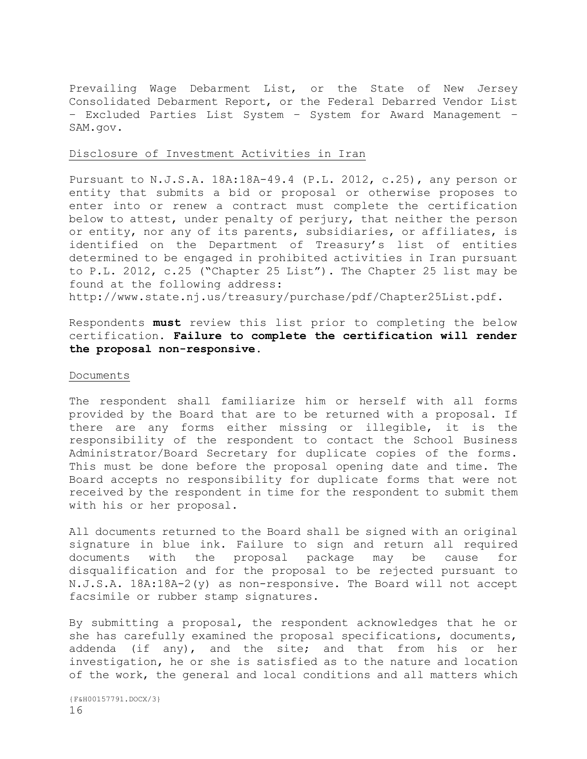Prevailing Wage Debarment List, or the State of New Jersey Consolidated Debarment Report, or the Federal Debarred Vendor List – Excluded Parties List System – System for Award Management – SAM.gov.

Disclosure of Investment Activities in Iran

Pursuant to N.J.S.A. 18A:18A-49.4 (P.L. 2012, c.25), any person or entity that submits a bid or proposal or otherwise proposes to enter into or renew a contract must complete the certification below to attest, under penalty of perjury, that neither the person or entity, nor any of its parents, subsidiaries, or affiliates, is identified on the Department of Treasury's list of entities determined to be engaged in prohibited activities in Iran pursuant to P.L. 2012, c.25 ("Chapter 25 List"). The Chapter 25 list may be found at the following address: http://www.state.nj.us/treasury/purchase/pdf/Chapter25List.pdf.

Respondents **must** review this list prior to completing the below certification. **Failure to complete the certification will render the proposal non-responsive.**

Documents

The respondent shall familiarize him or herself with all forms provided by the Board that are to be returned with a proposal. If there are any forms either missing or illegible, it is the responsibility of the respondent to contact the School Business Administrator/Board Secretary for duplicate copies of the forms. This must be done before the proposal opening date and time. The Board accepts no responsibility for duplicate forms that were not received by the respondent in time for the respondent to submit them with his or her proposal.

All documents returned to the Board shall be signed with an original signature in blue ink. Failure to sign and return all required documents with the proposal package may be cause for disqualification and for the proposal to be rejected pursuant to N.J.S.A. 18A:18A-2(y) as non-responsive. The Board will not accept facsimile or rubber stamp signatures.

By submitting a proposal, the respondent acknowledges that he or she has carefully examined the proposal specifications, documents, addenda (if any), and the site; and that from his or her investigation, he or she is satisfied as to the nature and location of the work, the general and local conditions and all matters which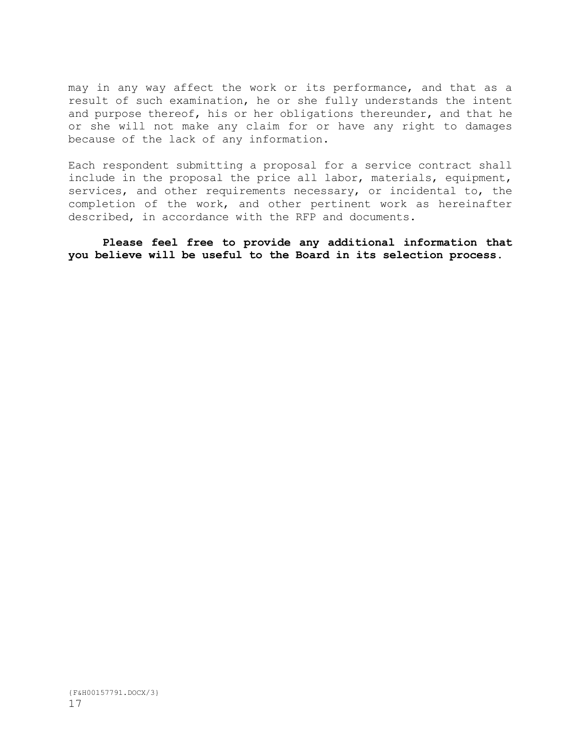may in any way affect the work or its performance, and that as a result of such examination, he or she fully understands the intent and purpose thereof, his or her obligations thereunder, and that he or she will not make any claim for or have any right to damages because of the lack of any information.

Each respondent submitting a proposal for a service contract shall include in the proposal the price all labor, materials, equipment, services, and other requirements necessary, or incidental to, the completion of the work, and other pertinent work as hereinafter described, in accordance with the RFP and documents.

**Please feel free to provide any additional information that you believe will be useful to the Board in its selection process.**

{F&H00157791.DOCX/3}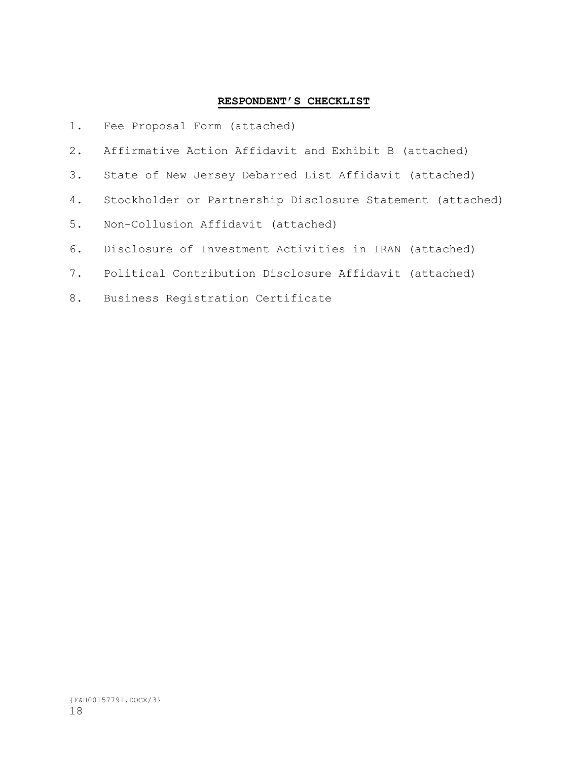**RESPONDENT'S CHECKLIST**

1. Fee Proposal Form (attached)
2. Affirmative Action Affidavit and Exhibit B (attached)
3. State of New Jersey Debarred List Affidavit (attached)
4. Stockholder or Partnership Disclosure Statement (attached)
5. Non-Collusion Affidavit (attached)
6. Disclosure of Investment Activities in IRAN (attached)
7. Political Contribution Disclosure Affidavit (attached)
8. Business Registration Certificate

{F&H00157791.DOCX/3}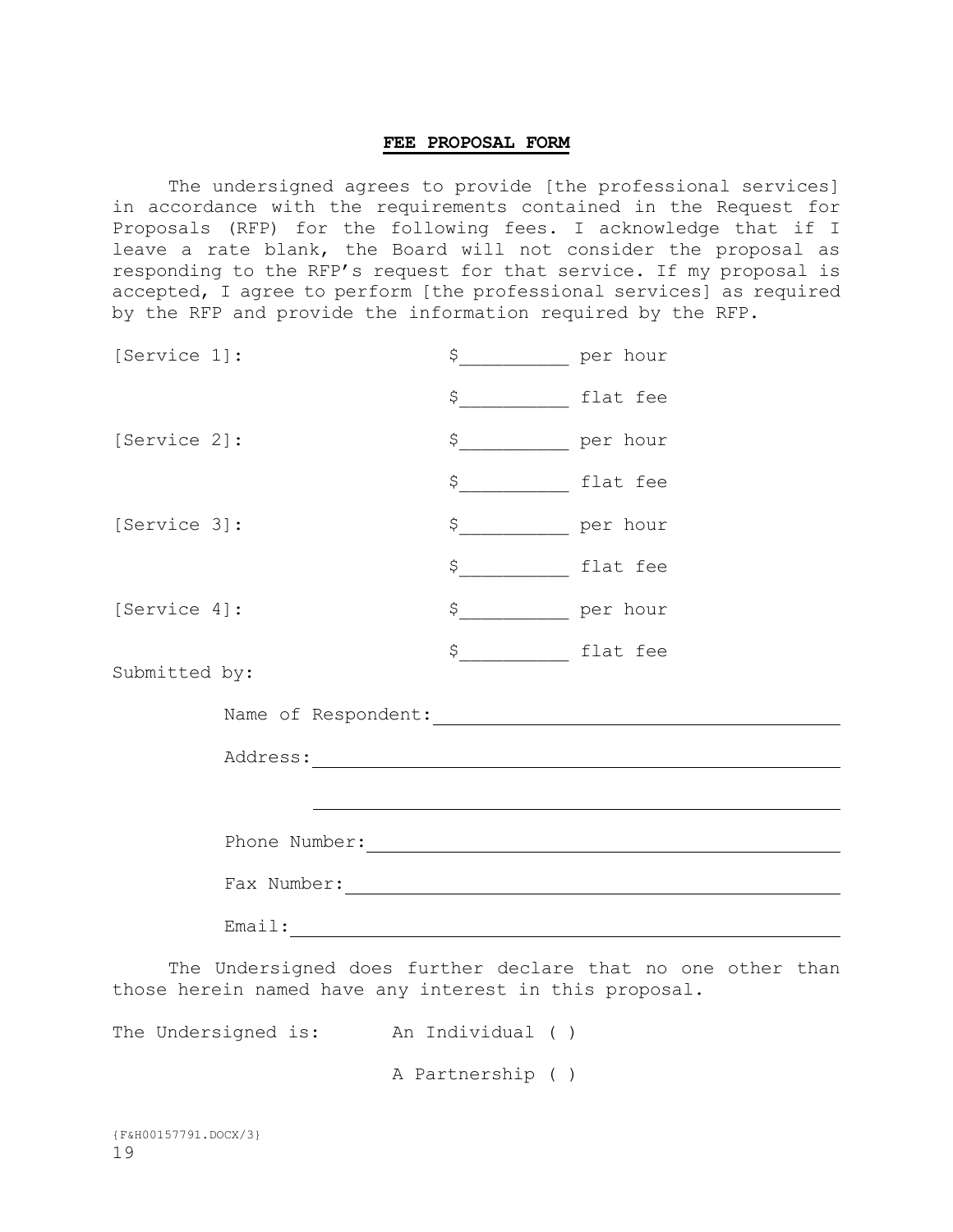**FEE PROPOSAL FORM**

The undersigned agrees to provide [the professional services] in accordance with the requirements contained in the Request for Proposals (RFP) for the following fees. I acknowledge that if I leave a rate blank, the Board will not consider the proposal as responding to the RFP's request for that service. If my proposal is accepted, I agree to perform [the professional services] as required by the RFP and provide the information required by the RFP.

[Service 1]: $__________ per hour

$__________ flat fee

[Service 2]: $__________ per hour

$__________ flat fee

[Service 3]: $__________ per hour

$__________ flat fee

[Service 4]: $__________ per hour

$__________ flat fee

Submitted by:

Name of Respondent: ______________________________

Address: ______________________________

______________________________

Phone Number: ______________________________

Fax Number: ______________________________

Email: ______________________________

The Undersigned does further declare that no one other than those herein named have any interest in this proposal.

The Undersigned is: An Individual ( )

A Partnership ( )

{F&H00157791.DOCX/3}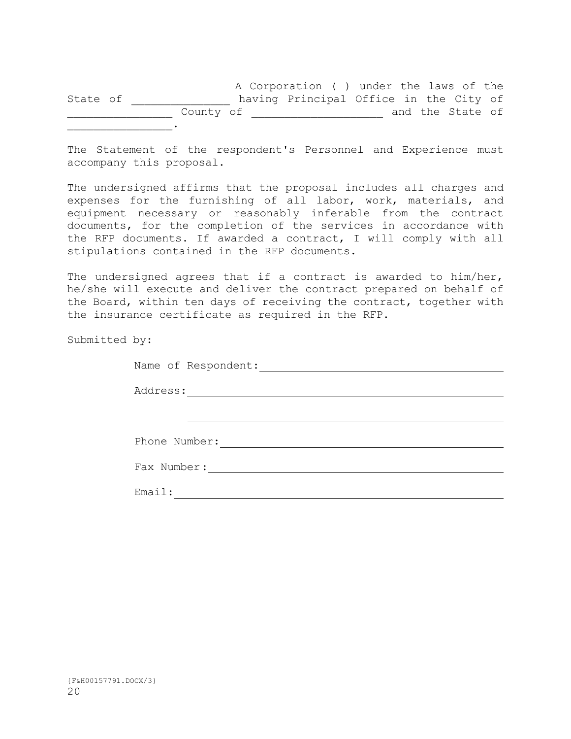A Corporation ( ) under the laws of the State of _______________ having Principal Office in the City of ________________ County of ____________________ and the State of ________________.

The Statement of the respondent's Personnel and Experience must accompany this proposal.

The undersigned affirms that the proposal includes all charges and expenses for the furnishing of all labor, work, materials, and equipment necessary or reasonably inferable from the contract documents, for the completion of the services in accordance with the RFP documents. If awarded a contract, I will comply with all stipulations contained in the RFP documents.

The undersigned agrees that if a contract is awarded to him/her, he/she will execute and deliver the contract prepared on behalf of the Board, within ten days of receiving the contract, together with the insurance certificate as required in the RFP.

Submitted by:

Name of Respondent: ________________________________________

Address: ________________________________________

________________________________________

Phone Number: ________________________________________

Fax Number: ________________________________________

Email: ________________________________________

{F&H00157791.DOCX/3}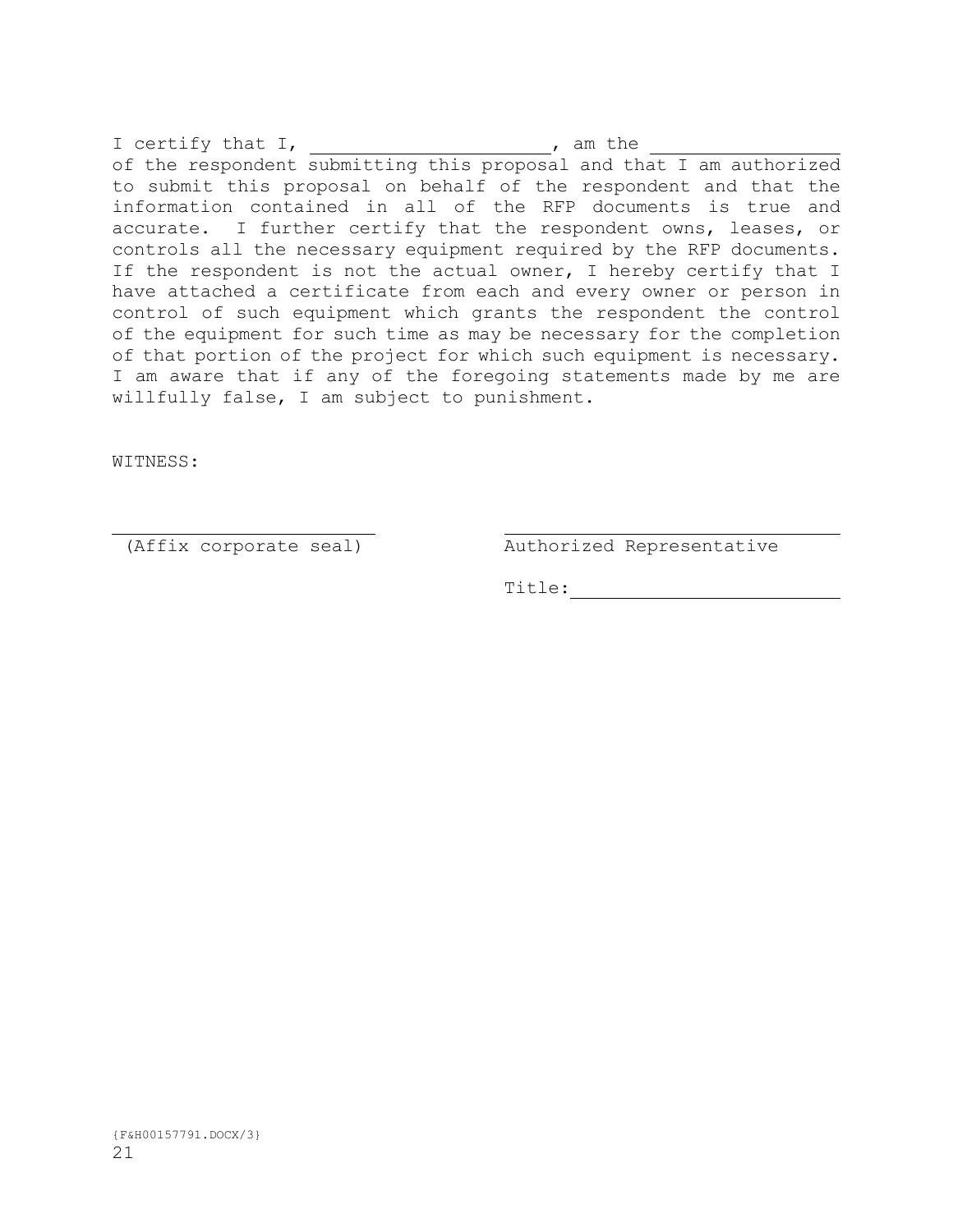I certify that I, ______________________, am the ________________ of the respondent submitting this proposal and that I am authorized to submit this proposal on behalf of the respondent and that the information contained in all of the RFP documents is true and accurate. I further certify that the respondent owns, leases, or controls all the necessary equipment required by the RFP documents. If the respondent is not the actual owner, I hereby certify that I have attached a certificate from each and every owner or person in control of such equipment which grants the respondent the control of the equipment for such time as may be necessary for the completion of that portion of the project for which such equipment is necessary. I am aware that if any of the foregoing statements made by me are willfully false, I am subject to punishment.

WITNESS:

________________________ (Affix corporate seal)

________________________________ Authorized Representative

Title: __________________________

{F&H00157791.DOCX/3}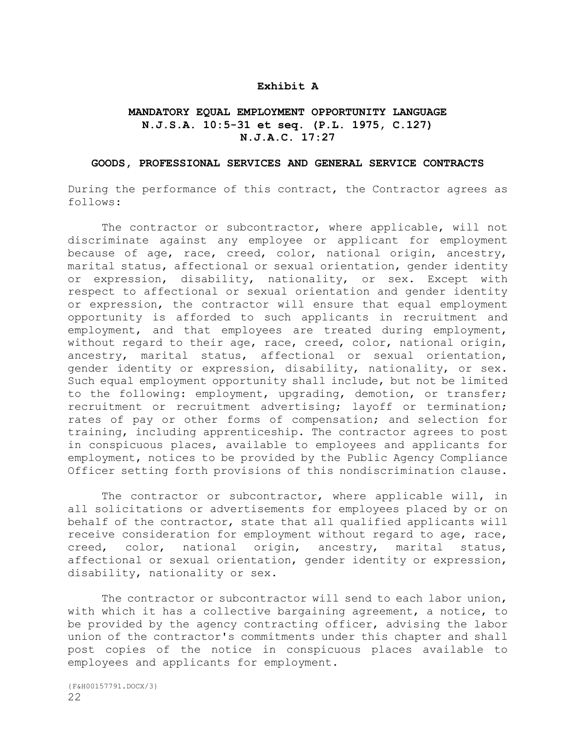**Exhibit A**

**MANDATORY EQUAL EMPLOYMENT OPPORTUNITY LANGUAGE**
**N.J.S.A. 10:5-31 et seq. (P.L. 1975, C.127)**
**N.J.A.C. 17:27**

**GOODS, PROFESSIONAL SERVICES AND GENERAL SERVICE CONTRACTS**

During the performance of this contract, the Contractor agrees as follows:

The contractor or subcontractor, where applicable, will not discriminate against any employee or applicant for employment because of age, race, creed, color, national origin, ancestry, marital status, affectional or sexual orientation, gender identity or expression, disability, nationality, or sex. Except with respect to affectional or sexual orientation and gender identity or expression, the contractor will ensure that equal employment opportunity is afforded to such applicants in recruitment and employment, and that employees are treated during employment, without regard to their age, race, creed, color, national origin, ancestry, marital status, affectional or sexual orientation, gender identity or expression, disability, nationality, or sex. Such equal employment opportunity shall include, but not be limited to the following: employment, upgrading, demotion, or transfer; recruitment or recruitment advertising; layoff or termination; rates of pay or other forms of compensation; and selection for training, including apprenticeship. The contractor agrees to post in conspicuous places, available to employees and applicants for employment, notices to be provided by the Public Agency Compliance Officer setting forth provisions of this nondiscrimination clause.

The contractor or subcontractor, where applicable will, in all solicitations or advertisements for employees placed by or on behalf of the contractor, state that all qualified applicants will receive consideration for employment without regard to age, race, creed, color, national origin, ancestry, marital status, affectional or sexual orientation, gender identity or expression, disability, nationality or sex.

The contractor or subcontractor will send to each labor union, with which it has a collective bargaining agreement, a notice, to be provided by the agency contracting officer, advising the labor union of the contractor's commitments under this chapter and shall post copies of the notice in conspicuous places available to employees and applicants for employment.

{F&H00157791.DOCX/3}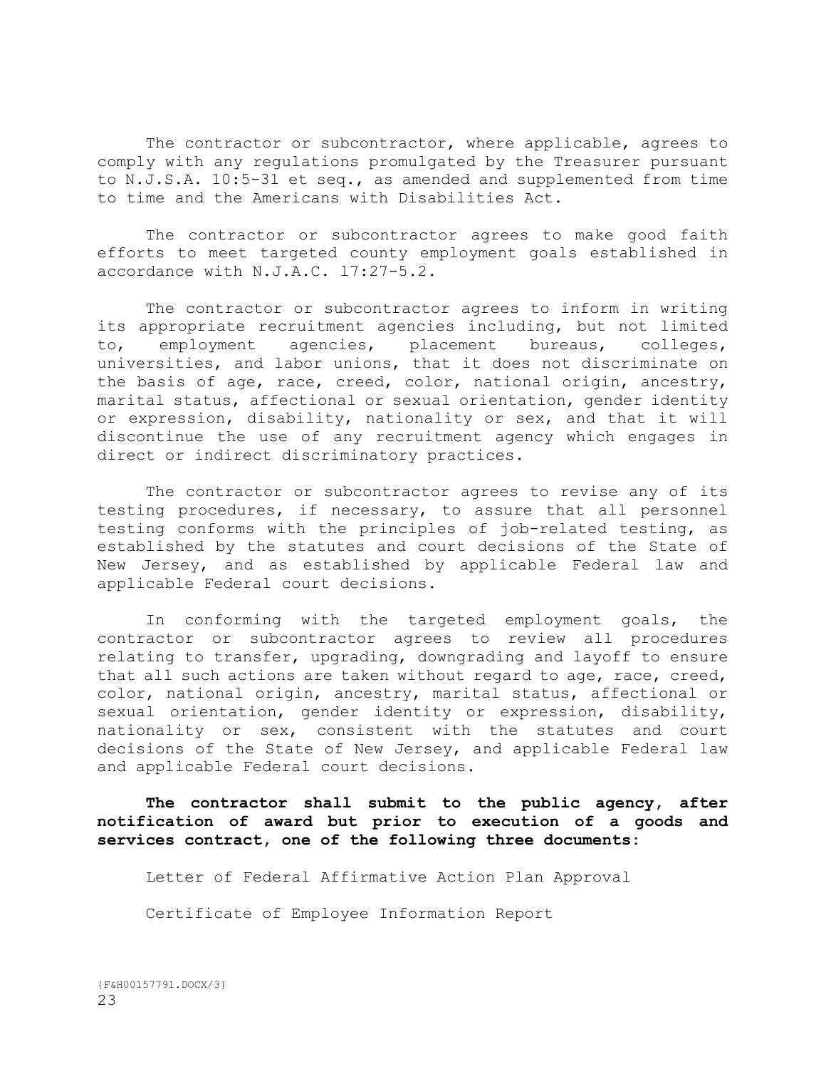The contractor or subcontractor, where applicable, agrees to comply with any regulations promulgated by the Treasurer pursuant to N.J.S.A. 10:5-31 et seq., as amended and supplemented from time to time and the Americans with Disabilities Act.

The contractor or subcontractor agrees to make good faith efforts to meet targeted county employment goals established in accordance with N.J.A.C. l7:27-5.2.

The contractor or subcontractor agrees to inform in writing its appropriate recruitment agencies including, but not limited to, employment agencies, placement bureaus, colleges, universities, and labor unions, that it does not discriminate on the basis of age, race, creed, color, national origin, ancestry, marital status, affectional or sexual orientation, gender identity or expression, disability, nationality or sex, and that it will discontinue the use of any recruitment agency which engages in direct or indirect discriminatory practices.

The contractor or subcontractor agrees to revise any of its testing procedures, if necessary, to assure that all personnel testing conforms with the principles of job-related testing, as established by the statutes and court decisions of the State of New Jersey, and as established by applicable Federal law and applicable Federal court decisions.

In conforming with the targeted employment goals, the contractor or subcontractor agrees to review all procedures relating to transfer, upgrading, downgrading and layoff to ensure that all such actions are taken without regard to age, race, creed, color, national origin, ancestry, marital status, affectional or sexual orientation, gender identity or expression, disability, nationality or sex, consistent with the statutes and court decisions of the State of New Jersey, and applicable Federal law and applicable Federal court decisions.

**The contractor shall submit to the public agency, after notification of award but prior to execution of a goods and services contract, one of the following three documents:**

Letter of Federal Affirmative Action Plan Approval

Certificate of Employee Information Report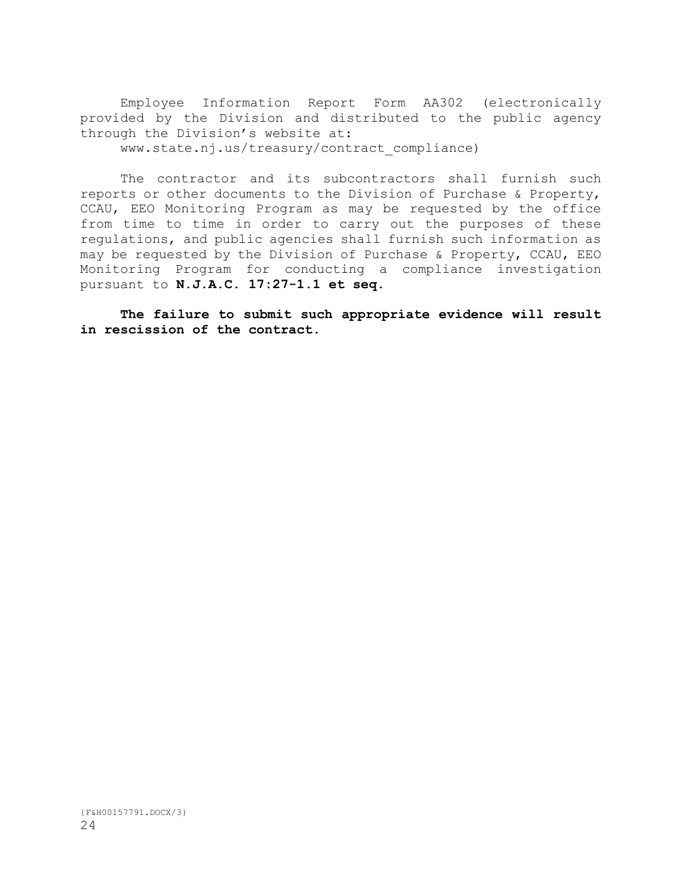Employee Information Report Form AA302 (electronically provided by the Division and distributed to the public agency through the Division's website at:
www.state.nj.us/treasury/contract_compliance)

The contractor and its subcontractors shall furnish such reports or other documents to the Division of Purchase & Property, CCAU, EEO Monitoring Program as may be requested by the office from time to time in order to carry out the purposes of these regulations, and public agencies shall furnish such information as may be requested by the Division of Purchase & Property, CCAU, EEO Monitoring Program for conducting a compliance investigation pursuant to **N.J.A.C. 17:27-1.1 et seq.**

**The failure to submit such appropriate evidence will result in rescission of the contract.**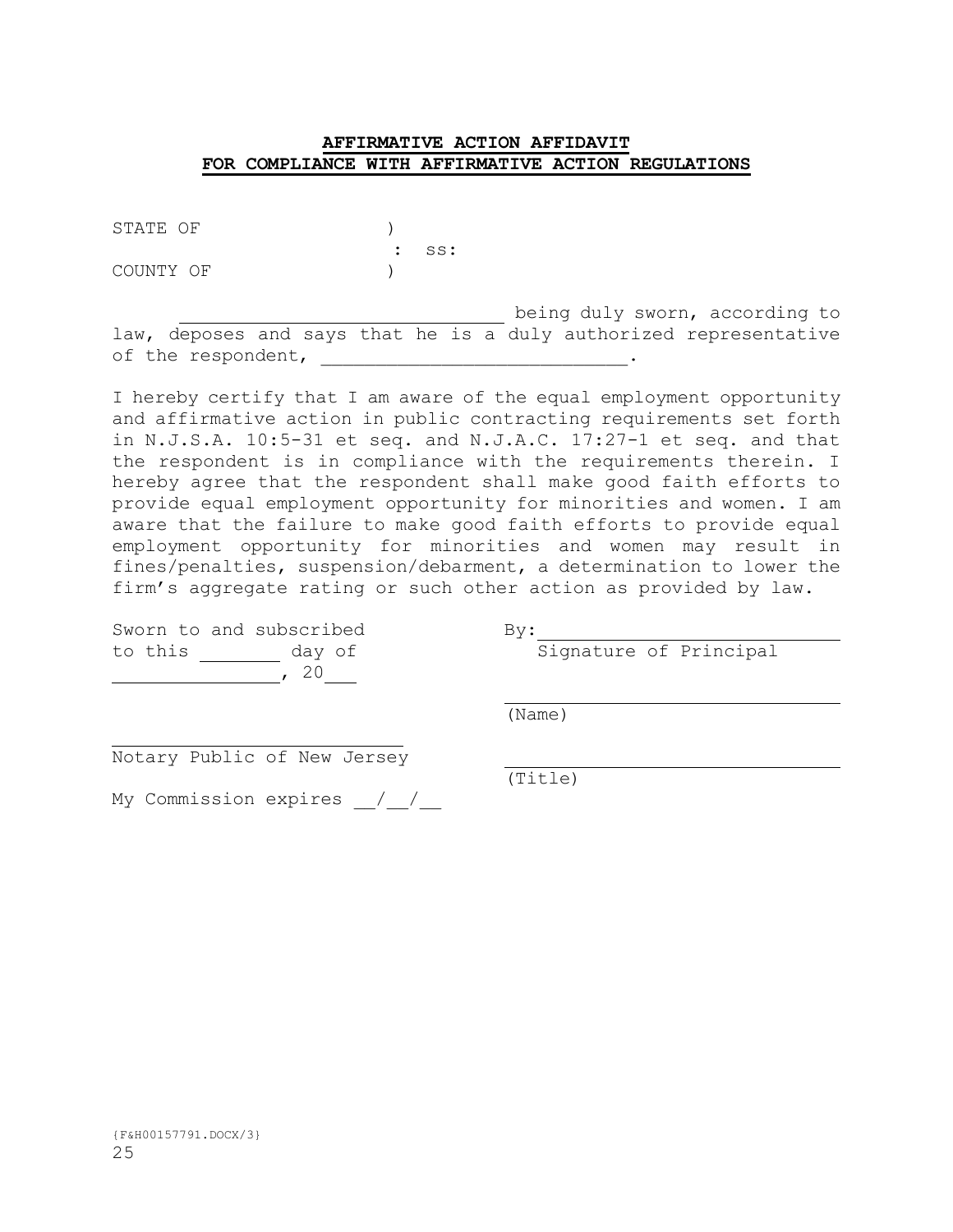**AFFIRMATIVE ACTION AFFIDAVIT**
**FOR COMPLIANCE WITH AFFIRMATIVE ACTION REGULATIONS**

STATE OF )
: ss:
COUNTY OF )

______________________________ being duly sworn, according to law, deposes and says that he is a duly authorized representative of the respondent, ____________________________.

I hereby certify that I am aware of the equal employment opportunity and affirmative action in public contracting requirements set forth in N.J.S.A. 10:5-31 et seq. and N.J.A.C. 17:27-1 et seq. and that the respondent is in compliance with the requirements therein. I hereby agree that the respondent shall make good faith efforts to provide equal employment opportunity for minorities and women. I am aware that the failure to make good faith efforts to provide equal employment opportunity for minorities and women may result in fines/penalties, suspension/debarment, a determination to lower the firm's aggregate rating or such other action as provided by law.

Sworn to and subscribed
to this ________ day of
________________, 20___

______________________________
Notary Public of New Jersey

My Commission expires \_\_/\_\_/\_\_

By: ______________________________
Signature of Principal

______________________________
(Name)

______________________________
(Title)

{F&H00157791.DOCX/3}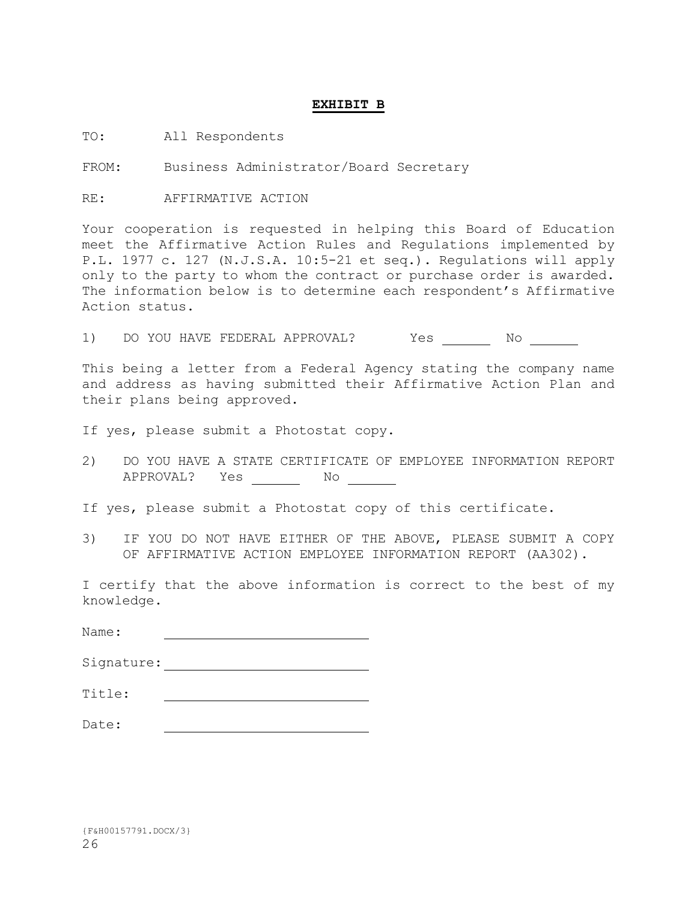# **EXHIBIT B**

TO: All Respondents

FROM: Business Administrator/Board Secretary

RE: AFFIRMATIVE ACTION

Your cooperation is requested in helping this Board of Education meet the Affirmative Action Rules and Regulations implemented by P.L. 1977 c. 127 (N.J.S.A. 10:5-21 et seq.). Regulations will apply only to the party to whom the contract or purchase order is awarded. The information below is to determine each respondent's Affirmative Action status.

1) DO YOU HAVE FEDERAL APPROVAL? Yes ______ No ______

This being a letter from a Federal Agency stating the company name and address as having submitted their Affirmative Action Plan and their plans being approved.

If yes, please submit a Photostat copy.

2) DO YOU HAVE A STATE CERTIFICATE OF EMPLOYEE INFORMATION REPORT APPROVAL? Yes ______ No ______

If yes, please submit a Photostat copy of this certificate.

3) IF YOU DO NOT HAVE EITHER OF THE ABOVE, PLEASE SUBMIT A COPY OF AFFIRMATIVE ACTION EMPLOYEE INFORMATION REPORT (AA302).

I certify that the above information is correct to the best of my knowledge.

Name: ______________________

Signature: ______________________

Title: ______________________

Date: ______________________

{F&H00157791.DOCX/3}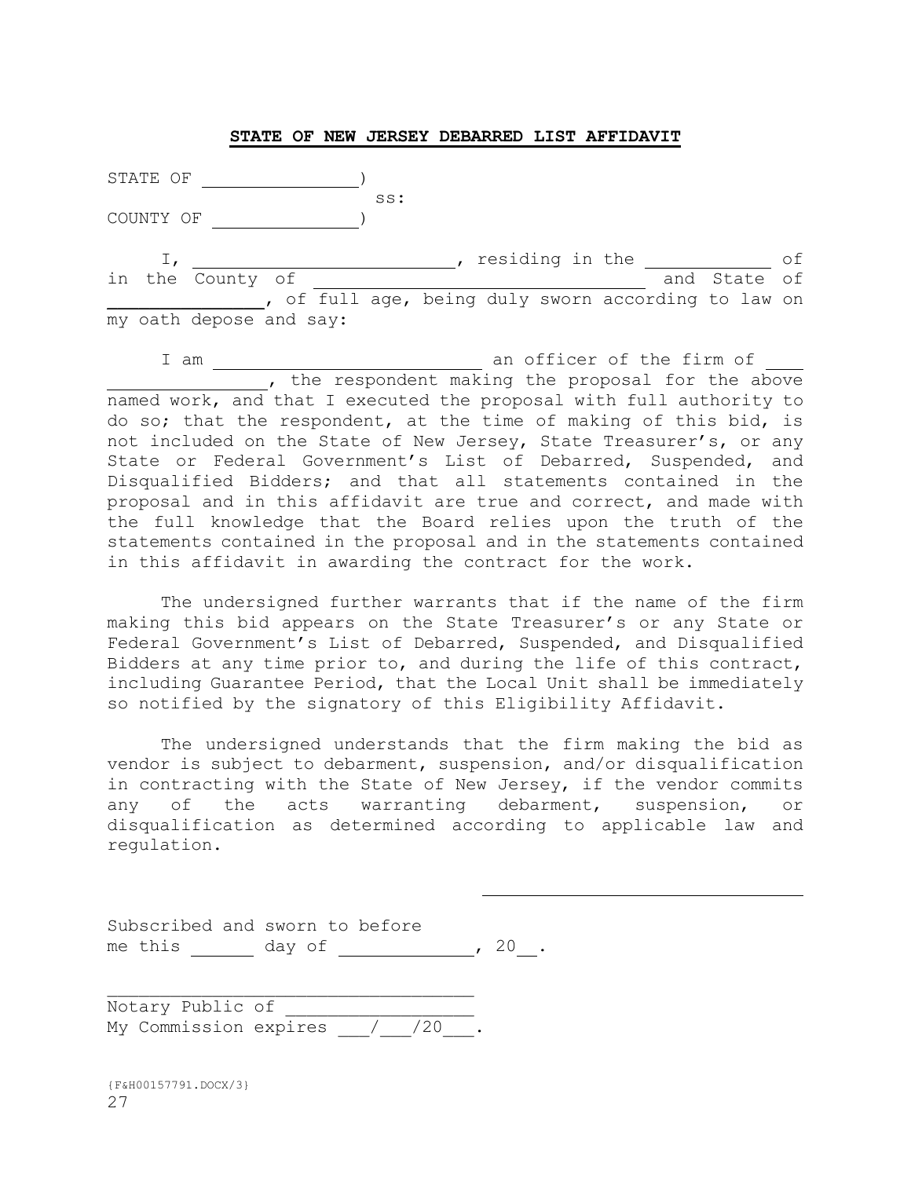**STATE OF NEW JERSEY DEBARRED LIST AFFIDAVIT**

STATE OF _______________)
ss:
COUNTY OF ______________)

I, __________________________, residing in the ____________ of in the County of _________________________________ and State of _______________, of full age, being duly sworn according to law on my oath depose and say:

I am __________________________ an officer of the firm of ____ _______________, the respondent making the proposal for the above named work, and that I executed the proposal with full authority to do so; that the respondent, at the time of making of this bid, is not included on the State of New Jersey, State Treasurer's, or any State or Federal Government's List of Debarred, Suspended, and Disqualified Bidders; and that all statements contained in the proposal and in this affidavit are true and correct, and made with the full knowledge that the Board relies upon the truth of the statements contained in the proposal and in the statements contained in this affidavit in awarding the contract for the work.

The undersigned further warrants that if the name of the firm making this bid appears on the State Treasurer's or any State or Federal Government's List of Debarred, Suspended, and Disqualified Bidders at any time prior to, and during the life of this contract, including Guarantee Period, that the Local Unit shall be immediately so notified by the signatory of this Eligibility Affidavit.

The undersigned understands that the firm making the bid as vendor is subject to debarment, suspension, and/or disqualification in contracting with the State of New Jersey, if the vendor commits any of the acts warranting debarment, suspension, or disqualification as determined according to applicable law and regulation.

_______________________________

Subscribed and sworn to before
me this ______ day of _____________, 20__.

_____________________________________
Notary Public of _________________
My Commission expires ___/___/20___.

{F&H00157791.DOCX/3}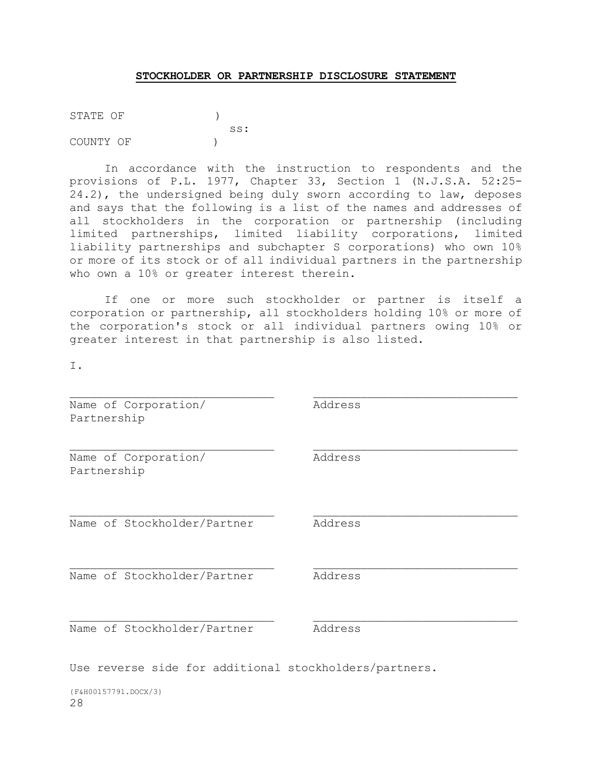**STOCKHOLDER OR PARTNERSHIP DISCLOSURE STATEMENT**

STATE OF )
ss:
COUNTY OF )

In accordance with the instruction to respondents and the provisions of P.L. 1977, Chapter 33, Section 1 (N.J.S.A. 52:25-24.2), the undersigned being duly sworn according to law, deposes and says that the following is a list of the names and addresses of all stockholders in the corporation or partnership (including limited partnerships, limited liability corporations, limited liability partnerships and subchapter S corporations) who own 10% or more of its stock or of all individual partners in the partnership who own a 10% or greater interest therein.

If one or more such stockholder or partner is itself a corporation or partnership, all stockholders holding 10% or more of the corporation's stock or all individual partners owing 10% or greater interest in that partnership is also listed.

I.

| | |
|---|---|
| ______________________________ | ______________________________ |
| Name of Corporation/ Partnership | Address |
| ______________________________ | ______________________________ |
| Name of Corporation/ Partnership | Address |
| ______________________________ | ______________________________ |
| Name of Stockholder/Partner | Address |
| ______________________________ | ______________________________ |
| Name of Stockholder/Partner | Address |
| ______________________________ | ______________________________ |
| Name of Stockholder/Partner | Address |

Use reverse side for additional stockholders/partners.

{F&H00157791.DOCX/3}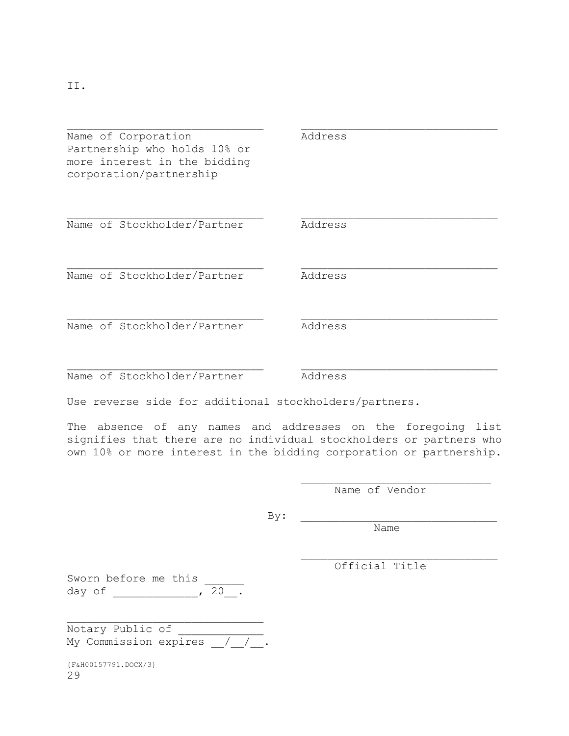II.

| _____________________________ | _____________________________ |
|---|---|
| Name of Corporation Partnership who holds 10% or more interest in the bidding corporation/partnership | Address |
| _____________________________ | _____________________________ |
| Name of Stockholder/Partner | Address |
| _____________________________ | _____________________________ |
| Name of Stockholder/Partner | Address |
| _____________________________ | _____________________________ |
| Name of Stockholder/Partner | Address |
| _____________________________ | _____________________________ |
| Name of Stockholder/Partner | Address |

Use reverse side for additional stockholders/partners.

The absence of any names and addresses on the foregoing list signifies that there are no individual stockholders or partners who own 10% or more interest in the bidding corporation or partnership.

_____________________________
Name of Vendor

By: _____________________________
Name

_____________________________
Official Title

Sworn before me this ______
day of _____________, 20__.

_____________________________
Notary Public of _____________
My Commission expires __/__/__.

{F&H00157791.DOCX/3}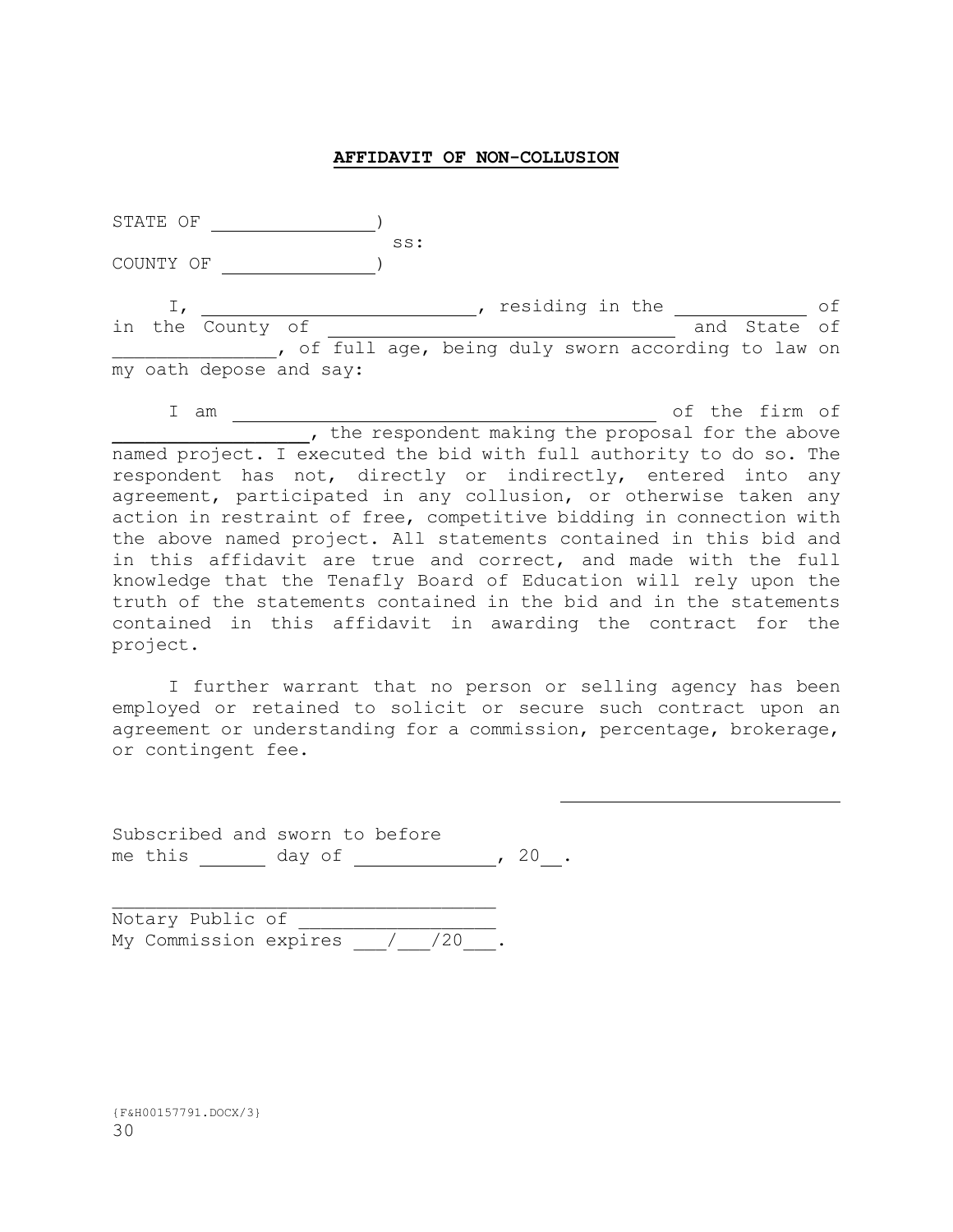**AFFIDAVIT OF NON-COLLUSION**

STATE OF _______________)
ss:
COUNTY OF ______________)

I, ___________________________, residing in the ____________ of in the County of ________________________________ and State of _______________, of full age, being duly sworn according to law on my oath depose and say:

I am ________________________________________ of the firm of __________________, the respondent making the proposal for the above named project. I executed the bid with full authority to do so. The respondent has not, directly or indirectly, entered into any agreement, participated in any collusion, or otherwise taken any action in restraint of free, competitive bidding in connection with the above named project. All statements contained in this bid and in this affidavit are true and correct, and made with the full knowledge that the Tenafly Board of Education will rely upon the truth of the statements contained in the bid and in the statements contained in this affidavit in awarding the contract for the project.

I further warrant that no person or selling agency has been employed or retained to solicit or secure such contract upon an agreement or understanding for a commission, percentage, brokerage, or contingent fee.

__________________________

Subscribed and sworn to before
me this ______ day of _____________, 20__.

__________________________________
Notary Public of __________________
My Commission expires ___/___/20___.

{F&H00157791.DOCX/3}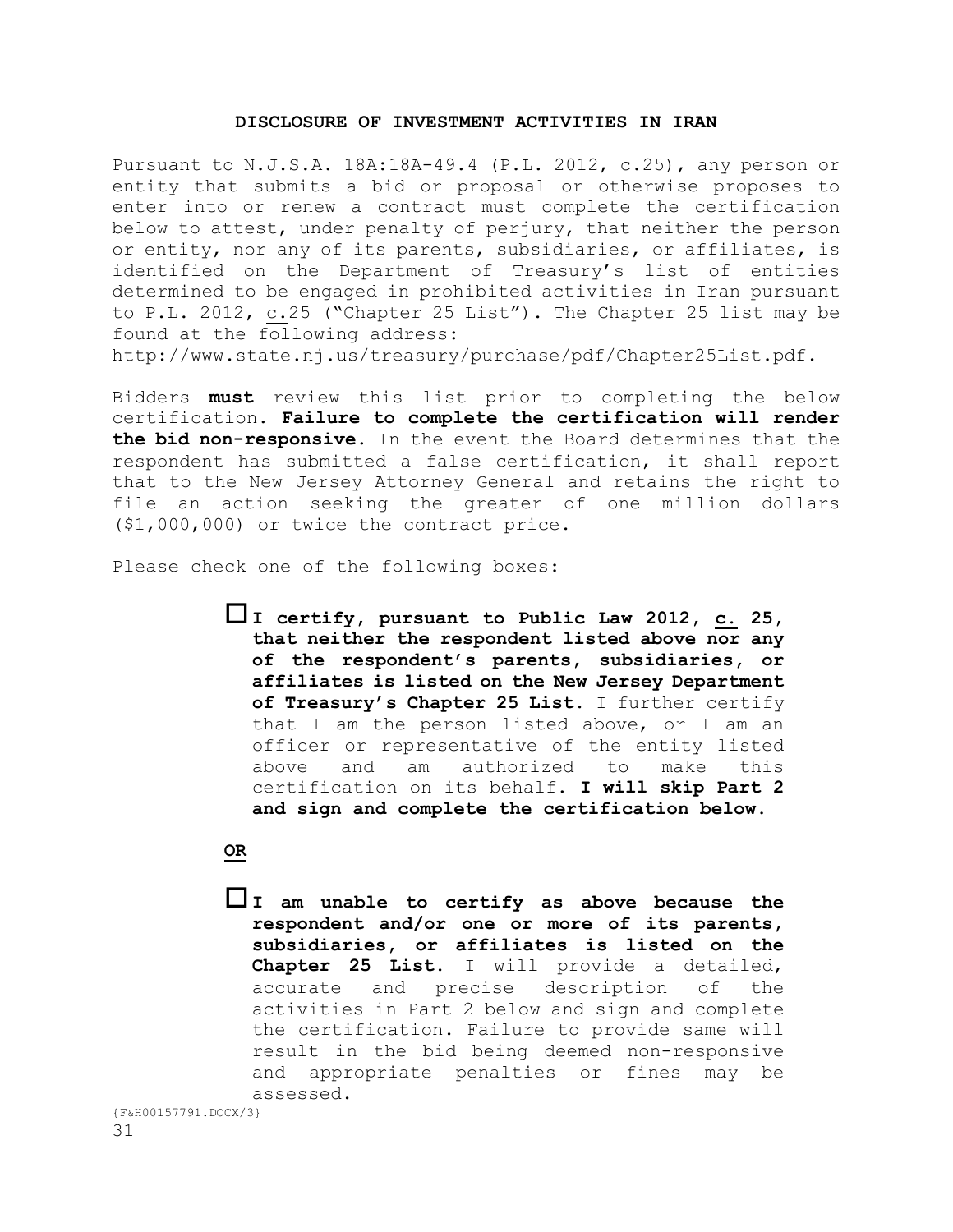## DISCLOSURE OF INVESTMENT ACTIVITIES IN IRAN

Pursuant to N.J.S.A. 18A:18A-49.4 (P.L. 2012, c.25), any person or entity that submits a bid or proposal or otherwise proposes to enter into or renew a contract must complete the certification below to attest, under penalty of perjury, that neither the person or entity, nor any of its parents, subsidiaries, or affiliates, is identified on the Department of Treasury's list of entities determined to be engaged in prohibited activities in Iran pursuant to P.L. 2012, c.25 ("Chapter 25 List"). The Chapter 25 list may be found at the following address: http://www.state.nj.us/treasury/purchase/pdf/Chapter25List.pdf.

Bidders **must** review this list prior to completing the below certification. **Failure to complete the certification will render the bid non-responsive.** In the event the Board determines that the respondent has submitted a false certification, it shall report that to the New Jersey Attorney General and retains the right to file an action seeking the greater of one million dollars ($1,000,000) or twice the contract price.

Please check one of the following boxes:

☐ **I certify, pursuant to Public Law 2012, c. 25, that neither the respondent listed above nor any of the respondent's parents, subsidiaries, or affiliates is listed on the New Jersey Department of Treasury's Chapter 25 List.** I further certify that I am the person listed above, or I am an officer or representative of the entity listed above and am authorized to make this certification on its behalf. **I will skip Part 2 and sign and complete the certification below.**

**OR**

☐ **I am unable to certify as above because the respondent and/or one or more of its parents, subsidiaries, or affiliates is listed on the Chapter 25 List.** I will provide a detailed, accurate and precise description of the activities in Part 2 below and sign and complete the certification. Failure to provide same will result in the bid being deemed non-responsive and appropriate penalties or fines may be assessed.

{F&H00157791.DOCX/3}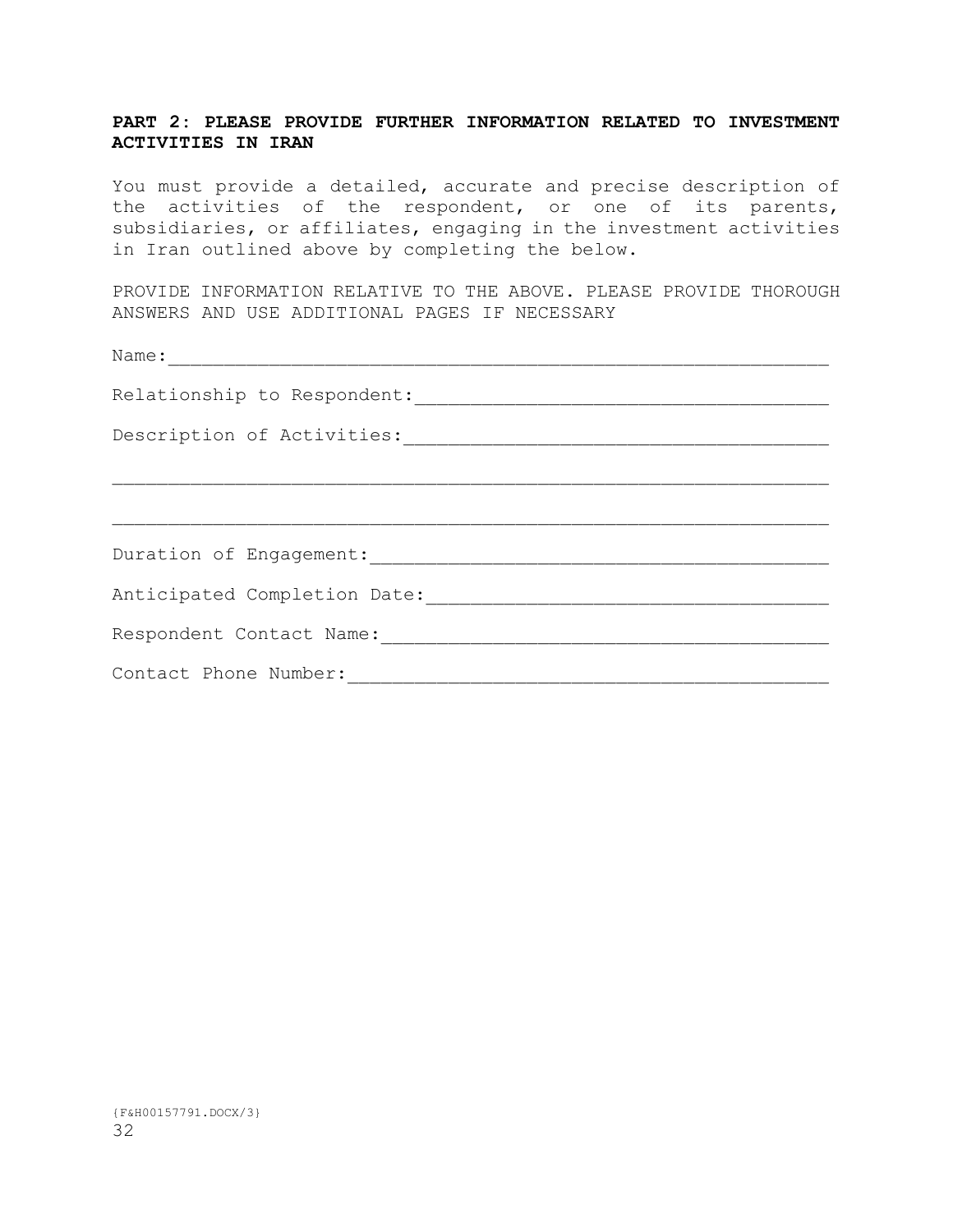**PART 2: PLEASE PROVIDE FURTHER INFORMATION RELATED TO INVESTMENT ACTIVITIES IN IRAN**

You must provide a detailed, accurate and precise description of the activities of the respondent, or one of its parents, subsidiaries, or affiliates, engaging in the investment activities in Iran outlined above by completing the below.

PROVIDE INFORMATION RELATIVE TO THE ABOVE. PLEASE PROVIDE THOROUGH ANSWERS AND USE ADDITIONAL PAGES IF NECESSARY

Name:______________________________________________________________

Relationship to Respondent:_____________________________________

Description of Activities:______________________________________

___________________________________________________________________

___________________________________________________________________

Duration of Engagement:_________________________________________

Anticipated Completion Date:____________________________________

Respondent Contact Name:________________________________________

Contact Phone Number:___________________________________________

{F&H00157791.DOCX/3}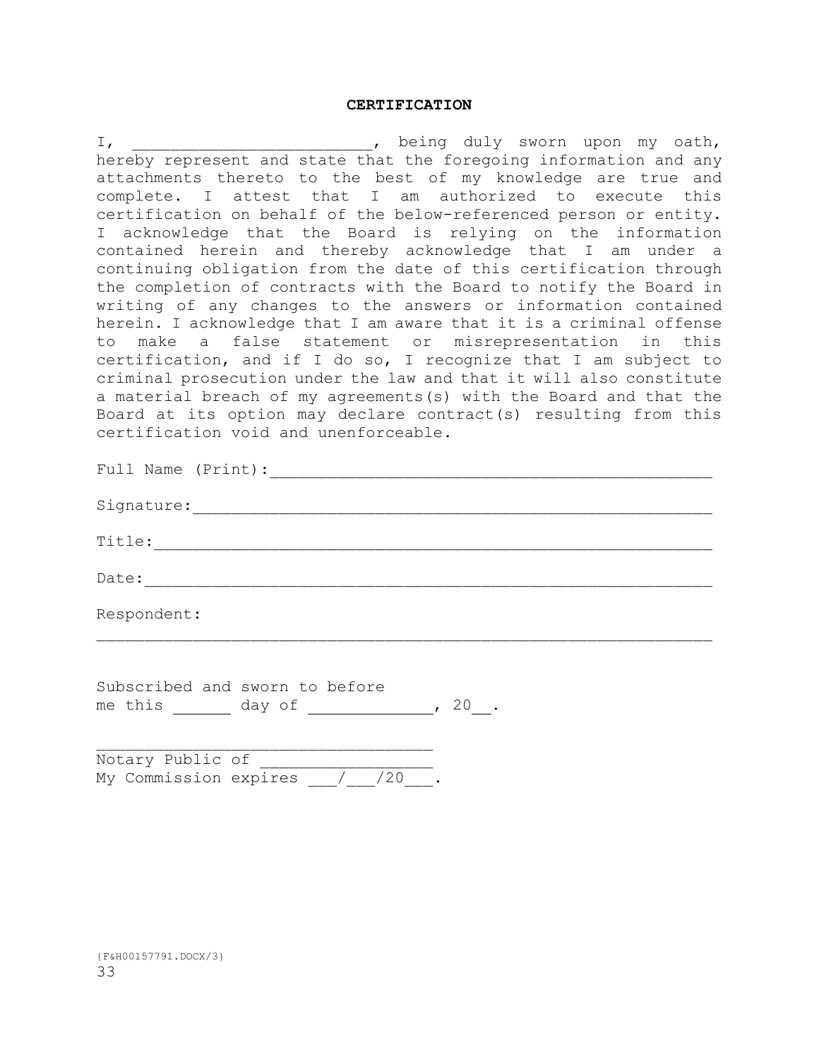# CERTIFICATION

I, _________________________, being duly sworn upon my oath, hereby represent and state that the foregoing information and any attachments thereto to the best of my knowledge are true and complete. I attest that I am authorized to execute this certification on behalf of the below-referenced person or entity. I acknowledge that the Board is relying on the information contained herein and thereby acknowledge that I am under a continuing obligation from the date of this certification through the completion of contracts with the Board to notify the Board in writing of any changes to the answers or information contained herein. I acknowledge that I am aware that it is a criminal offense to make a false statement or misrepresentation in this certification, and if I do so, I recognize that I am subject to criminal prosecution under the law and that it will also constitute a material breach of my agreements(s) with the Board and that the Board at its option may declare contract(s) resulting from this certification void and unenforceable.

Full Name (Print):_____________________________________________

Signature:_____________________________________________________

Title:_________________________________________________________

Date:__________________________________________________________

Respondent:

_______________________________________________________________

Subscribed and sworn to before
me this ______ day of _____________, 20__.

____________________________________
Notary Public of _________________
My Commission expires ___/___/20___.

{F&H00157791.DOCX/3}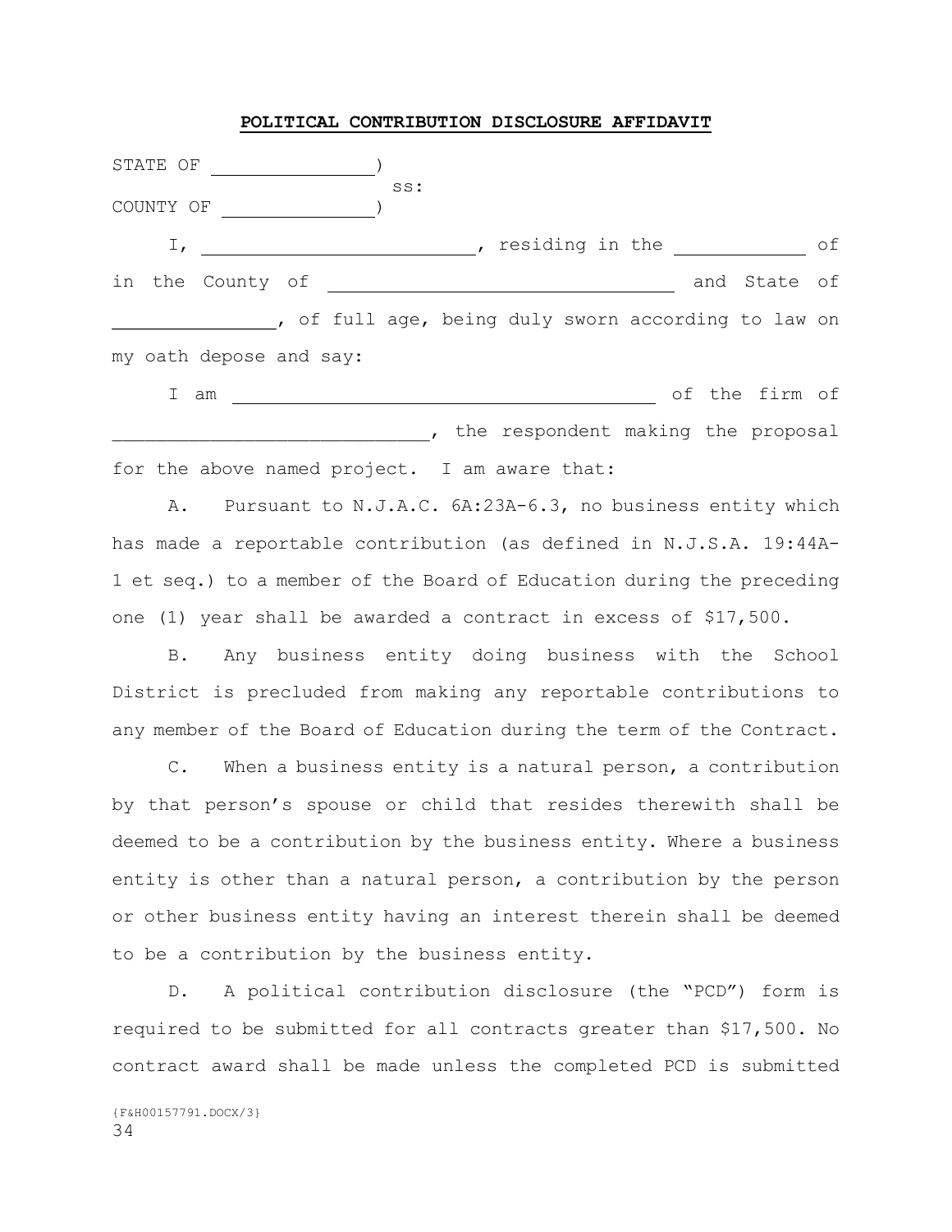**POLITICAL CONTRIBUTION DISCLOSURE AFFIDAVIT**

STATE OF _______________)
                                        ss:
COUNTY OF _______________)

I, __________________________, residing in the ____________ of in the County of __________________________________ and State of _______________, of full age, being duly sworn according to law on my oath depose and say:

I am ________________________________________ of the firm of _____________________________, the respondent making the proposal for the above named project. I am aware that:

A. Pursuant to N.J.A.C. 6A:23A-6.3, no business entity which has made a reportable contribution (as defined in N.J.S.A. 19:44A-1 et seq.) to a member of the Board of Education during the preceding one (1) year shall be awarded a contract in excess of $17,500.

B. Any business entity doing business with the School District is precluded from making any reportable contributions to any member of the Board of Education during the term of the Contract.

C. When a business entity is a natural person, a contribution by that person's spouse or child that resides therewith shall be deemed to be a contribution by the business entity. Where a business entity is other than a natural person, a contribution by the person or other business entity having an interest therein shall be deemed to be a contribution by the business entity.

D. A political contribution disclosure (the "PCD") form is required to be submitted for all contracts greater than $17,500. No contract award shall be made unless the completed PCD is submitted

{F&H00157791.DOCX/3}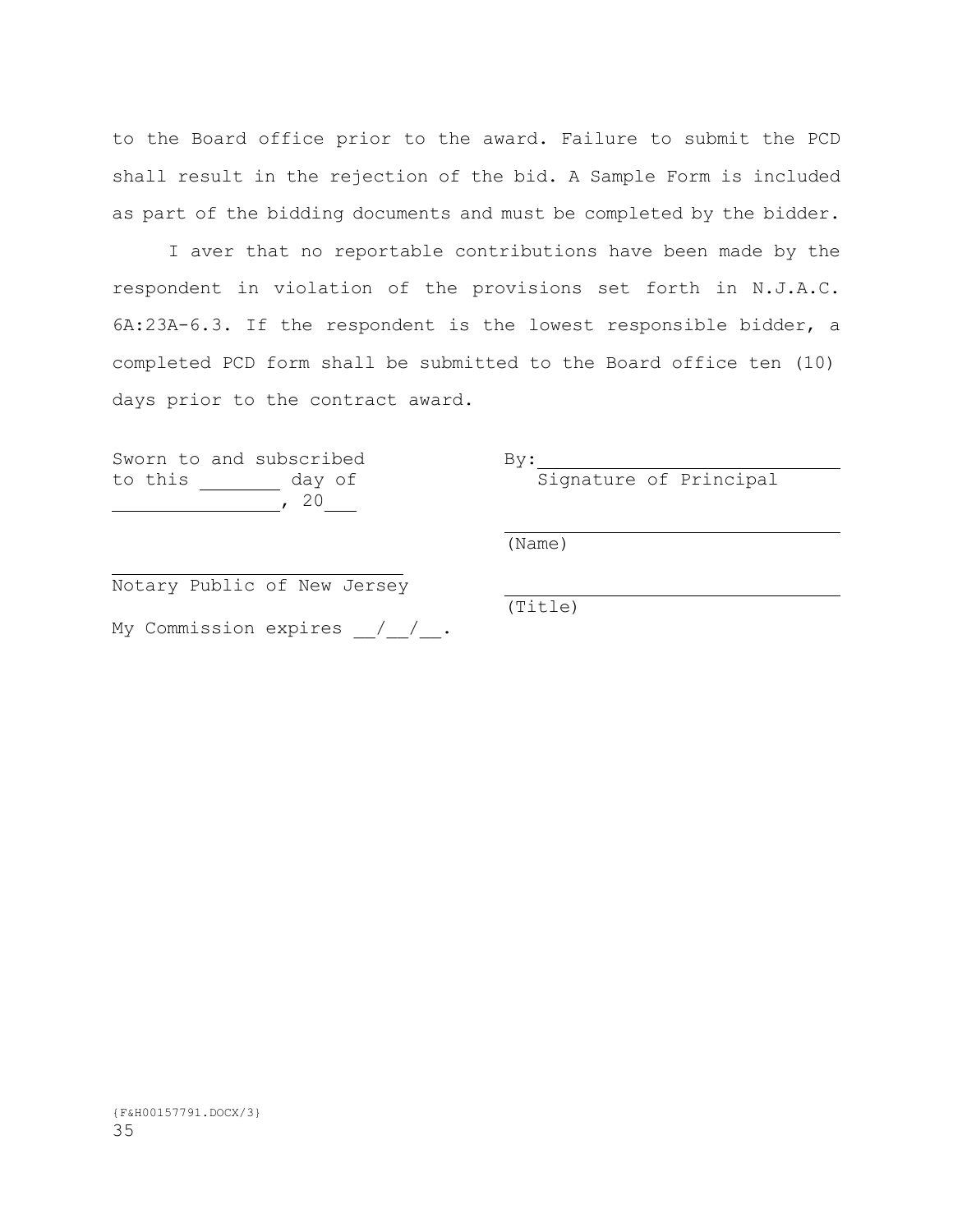to the Board office prior to the award. Failure to submit the PCD shall result in the rejection of the bid. A Sample Form is included as part of the bidding documents and must be completed by the bidder.

I aver that no reportable contributions have been made by the respondent in violation of the provisions set forth in N.J.A.C. 6A:23A-6.3. If the respondent is the lowest responsible bidder, a completed PCD form shall be submitted to the Board office ten (10) days prior to the contract award.

Sworn to and subscribed to this ________ day of ________________, 20___

By: ______________________________
Signature of Principal

______________________________
(Name)

______________________________
Notary Public of New Jersey

______________________________
(Title)

My Commission expires __/__/__.

{F&H00157791.DOCX/3}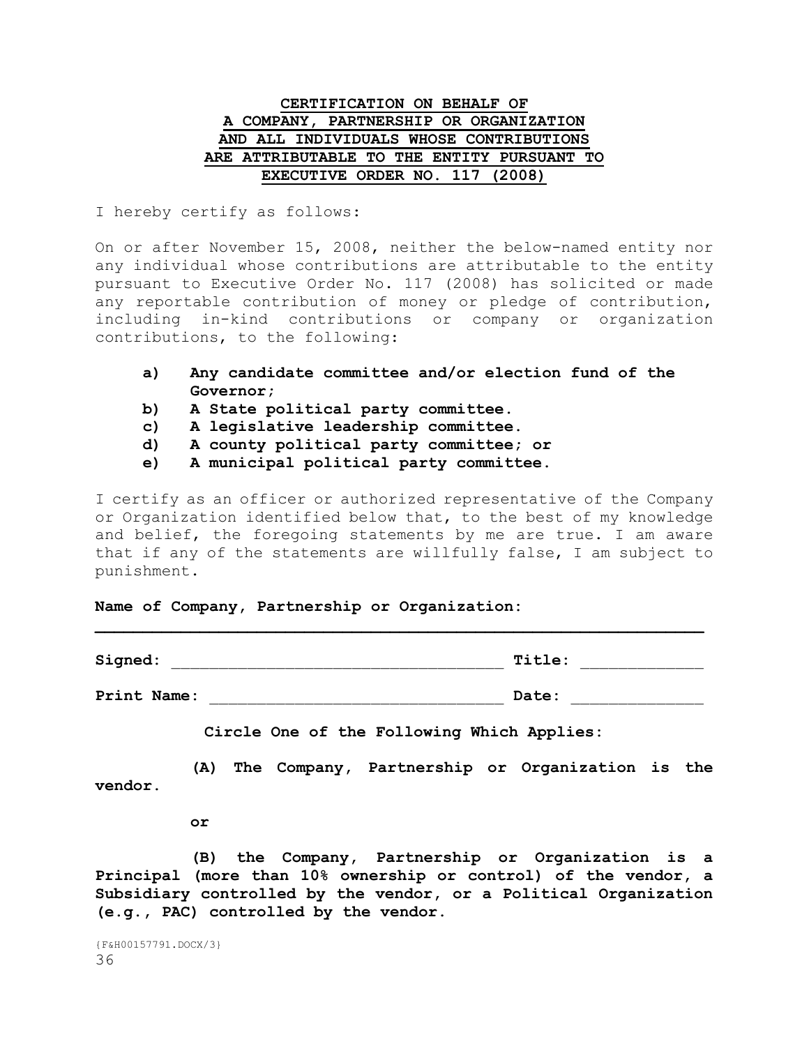# CERTIFICATION ON BEHALF OF A COMPANY, PARTNERSHIP OR ORGANIZATION AND ALL INDIVIDUALS WHOSE CONTRIBUTIONS ARE ATTRIBUTABLE TO THE ENTITY PURSUANT TO EXECUTIVE ORDER NO. 117 (2008)

I hereby certify as follows:

On or after November 15, 2008, neither the below-named entity nor any individual whose contributions are attributable to the entity pursuant to Executive Order No. 117 (2008) has solicited or made any reportable contribution of money or pledge of contribution, including in-kind contributions or company or organization contributions, to the following:

- **a) Any candidate committee and/or election fund of the Governor;**
- **b) A State political party committee.**
- **c) A legislative leadership committee.**
- **d) A county political party committee; or**
- **e) A municipal political party committee.**

I certify as an officer or authorized representative of the Company or Organization identified below that, to the best of my knowledge and belief, the foregoing statements by me are true. I am aware that if any of the statements are willfully false, I am subject to punishment.

**Name of Company, Partnership or Organization:**

______________________________________________________________

**Signed:** ___________________________________ **Title:** _____________

**Print Name:** ________________________________ **Date:** ______________

**Circle One of the Following Which Applies:**

**(A) The Company, Partnership or Organization is the vendor.**

**or**

**(B) the Company, Partnership or Organization is a Principal (more than 10% ownership or control) of the vendor, a Subsidiary controlled by the vendor, or a Political Organization (e.g., PAC) controlled by the vendor.**

{F&H00157791.DOCX/3}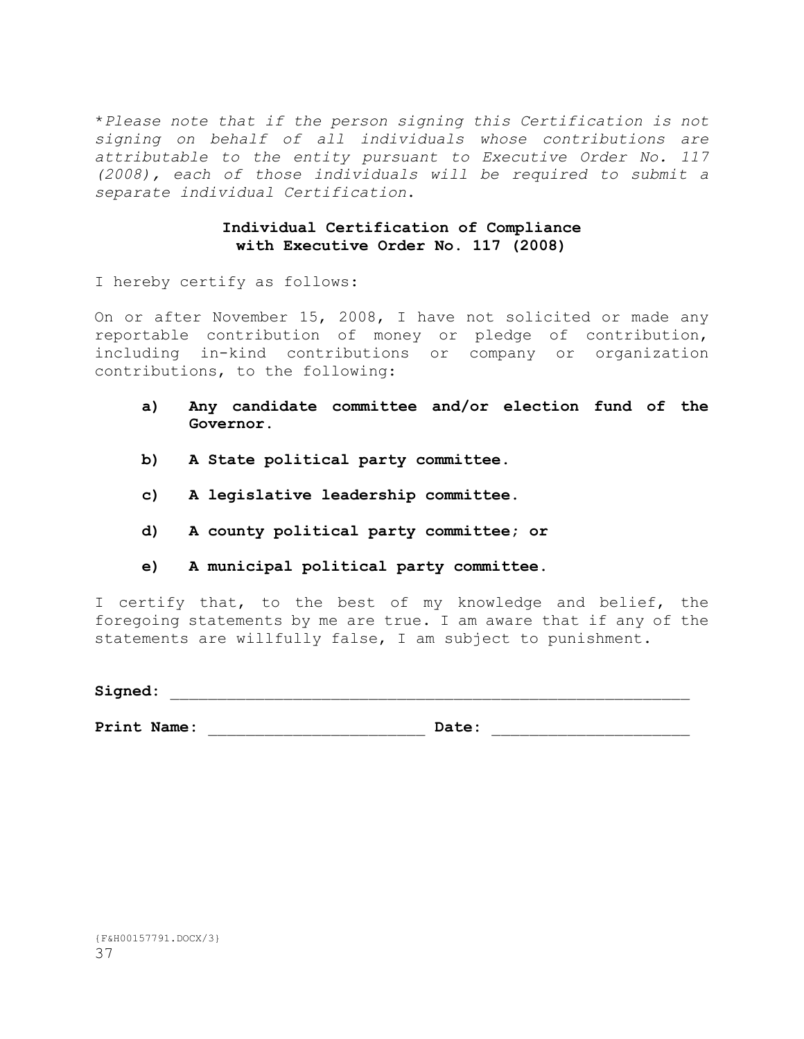*\*Please note that if the person signing this Certification is not signing on behalf of all individuals whose contributions are attributable to the entity pursuant to Executive Order No. 117 (2008), each of those individuals will be required to submit a separate individual Certification.*

**Individual Certification of Compliance with Executive Order No. 117 (2008)**

I hereby certify as follows:

On or after November 15, 2008, I have not solicited or made any reportable contribution of money or pledge of contribution, including in-kind contributions or company or organization contributions, to the following:

- **a) Any candidate committee and/or election fund of the Governor.**
- **b) A State political party committee.**
- **c) A legislative leadership committee.**
- **d) A county political party committee; or**
- **e) A municipal political party committee.**

I certify that, to the best of my knowledge and belief, the foregoing statements by me are true. I am aware that if any of the statements are willfully false, I am subject to punishment.

**Signed:** ___________________________________________________________

**Print Name:** _______________________ **Date:** _____________________

{F&H00157791.DOCX/3}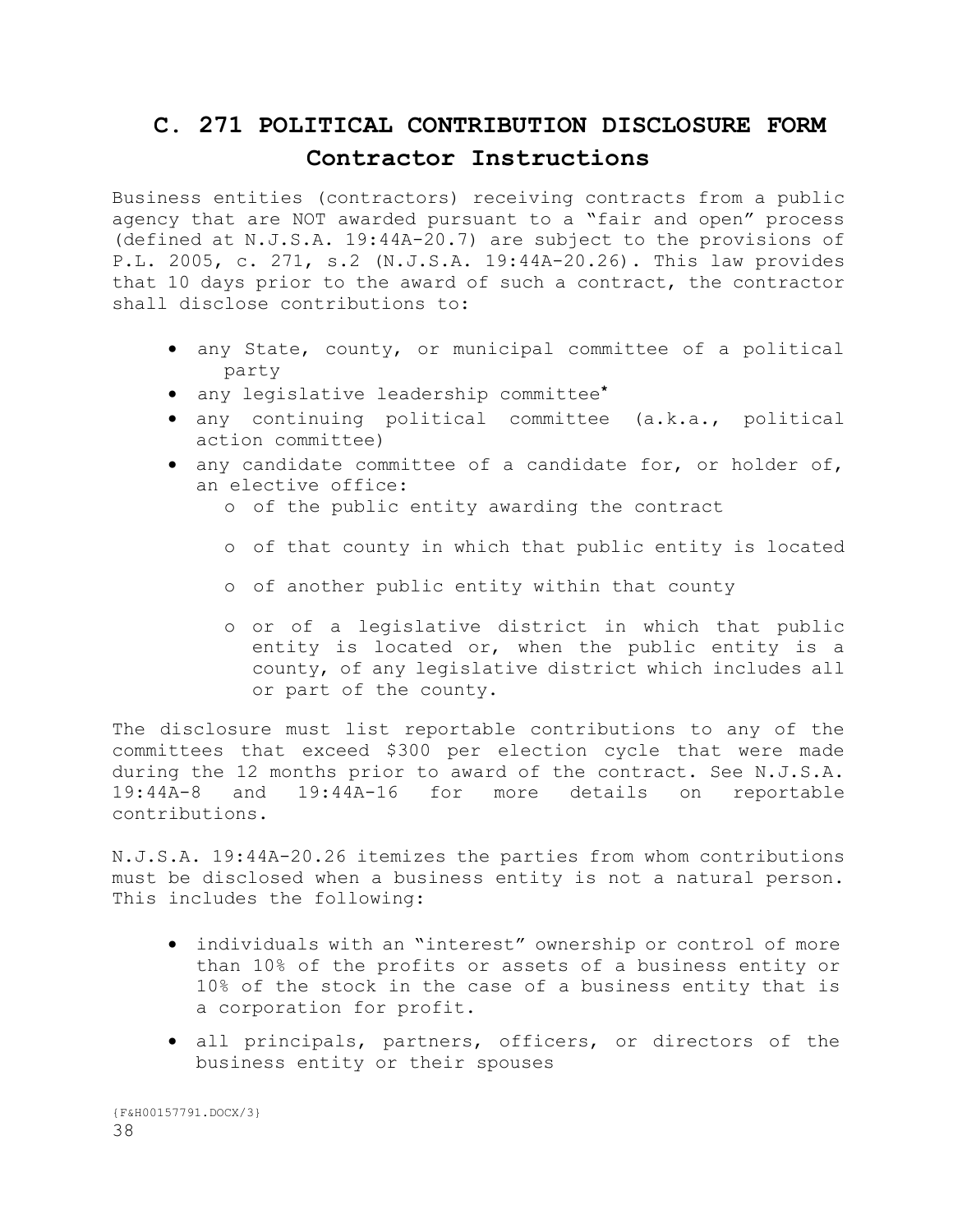# C. 271 POLITICAL CONTRIBUTION DISCLOSURE FORM

## Contractor Instructions

Business entities (contractors) receiving contracts from a public agency that are NOT awarded pursuant to a "fair and open" process (defined at N.J.S.A. 19:44A-20.7) are subject to the provisions of P.L. 2005, c. 271, s.2 (N.J.S.A. 19:44A-20.26). This law provides that 10 days prior to the award of such a contract, the contractor shall disclose contributions to:

- any State, county, or municipal committee of a political party
- any legislative leadership committee*
- any continuing political committee (a.k.a., political action committee)
- any candidate committee of a candidate for, or holder of, an elective office:
  - of the public entity awarding the contract
  - of that county in which that public entity is located
  - of another public entity within that county
  - or of a legislative district in which that public entity is located or, when the public entity is a county, of any legislative district which includes all or part of the county.

The disclosure must list reportable contributions to any of the committees that exceed $300 per election cycle that were made during the 12 months prior to award of the contract. See N.J.S.A. 19:44A-8 and 19:44A-16 for more details on reportable contributions.

N.J.S.A. 19:44A-20.26 itemizes the parties from whom contributions must be disclosed when a business entity is not a natural person. This includes the following:

- individuals with an "interest" ownership or control of more than 10% of the profits or assets of a business entity or 10% of the stock in the case of a business entity that is a corporation for profit.
- all principals, partners, officers, or directors of the business entity or their spouses

{F&H00157791.DOCX/3}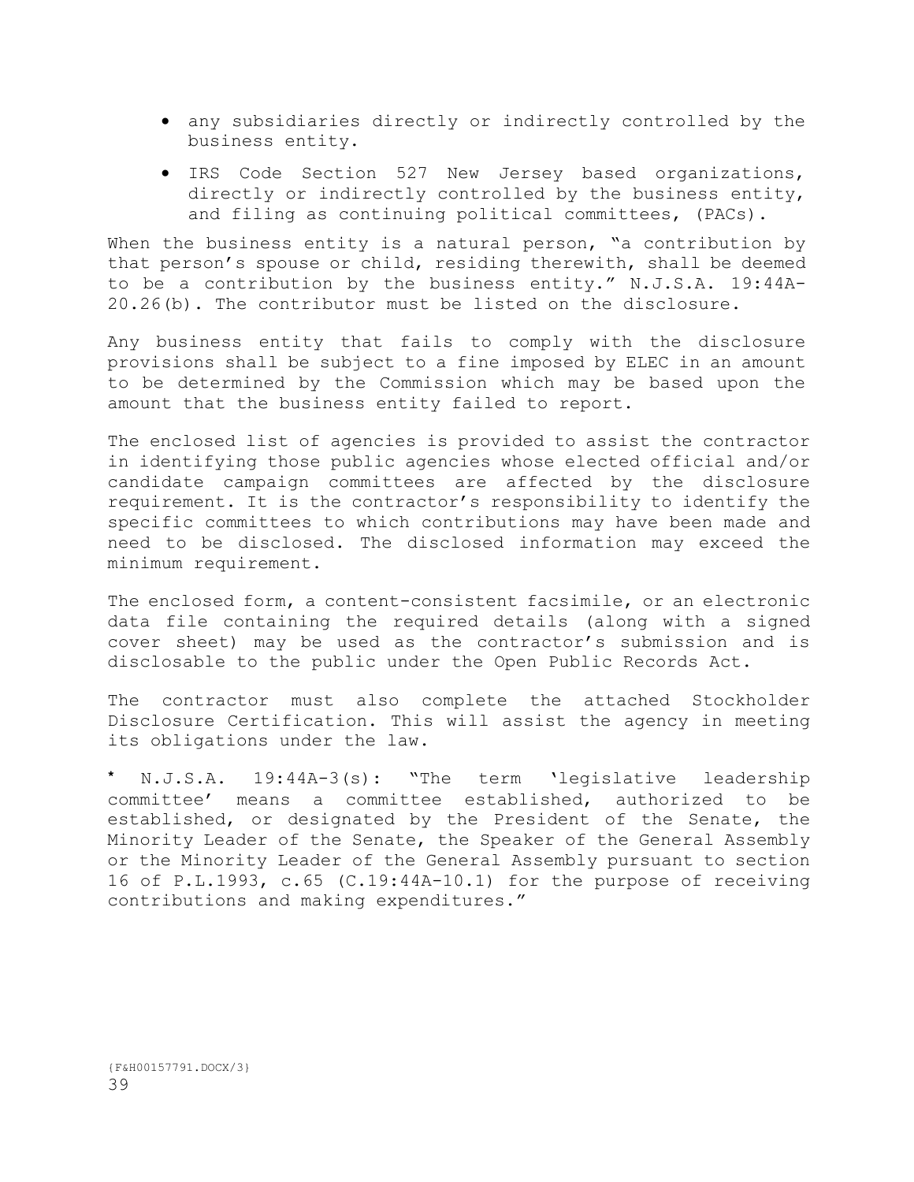- any subsidiaries directly or indirectly controlled by the business entity.
- IRS Code Section 527 New Jersey based organizations, directly or indirectly controlled by the business entity, and filing as continuing political committees, (PACs).

When the business entity is a natural person, "a contribution by that person's spouse or child, residing therewith, shall be deemed to be a contribution by the business entity." N.J.S.A. 19:44A-20.26(b). The contributor must be listed on the disclosure.

Any business entity that fails to comply with the disclosure provisions shall be subject to a fine imposed by ELEC in an amount to be determined by the Commission which may be based upon the amount that the business entity failed to report.

The enclosed list of agencies is provided to assist the contractor in identifying those public agencies whose elected official and/or candidate campaign committees are affected by the disclosure requirement. It is the contractor's responsibility to identify the specific committees to which contributions may have been made and need to be disclosed. The disclosed information may exceed the minimum requirement.

The enclosed form, a content-consistent facsimile, or an electronic data file containing the required details (along with a signed cover sheet) may be used as the contractor's submission and is disclosable to the public under the Open Public Records Act.

The contractor must also complete the attached Stockholder Disclosure Certification. This will assist the agency in meeting its obligations under the law.

\* N.J.S.A. 19:44A-3(s): "The term 'legislative leadership committee' means a committee established, authorized to be established, or designated by the President of the Senate, the Minority Leader of the Senate, the Speaker of the General Assembly or the Minority Leader of the General Assembly pursuant to section 16 of P.L.1993, c.65 (C.19:44A-10.1) for the purpose of receiving contributions and making expenditures."

{F&H00157791.DOCX/3}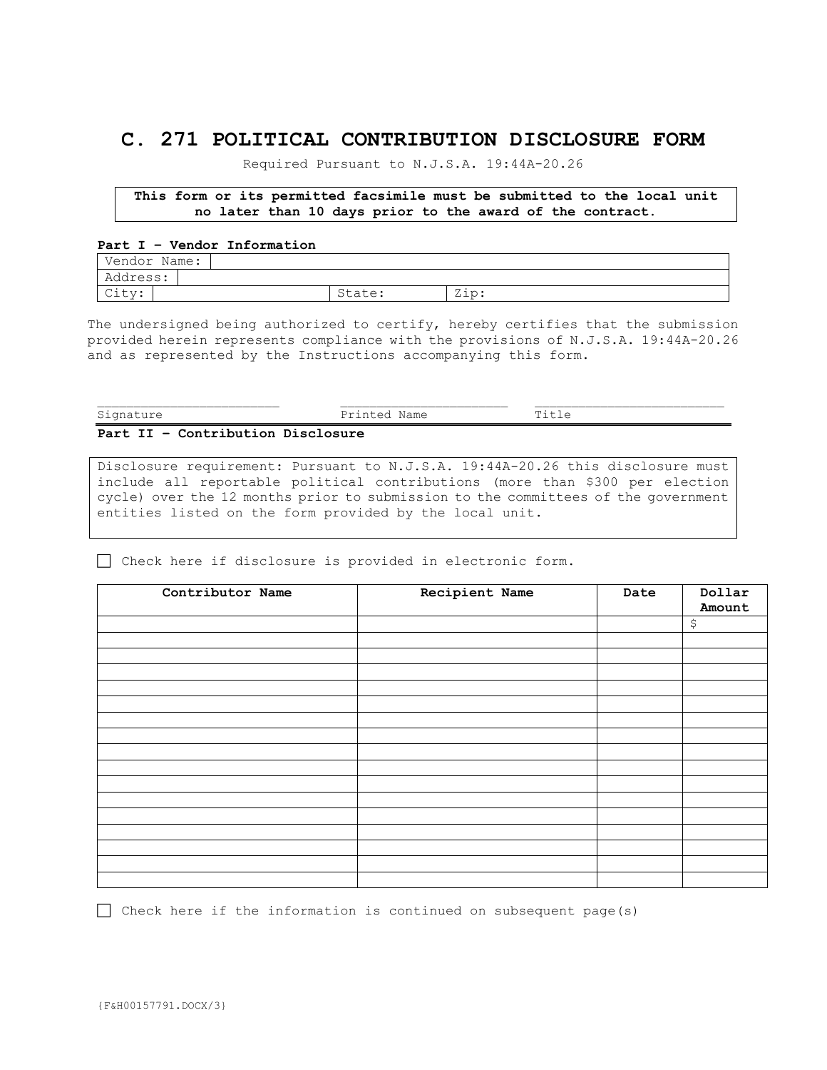# C. 271 POLITICAL CONTRIBUTION DISCLOSURE FORM

Required Pursuant to N.J.S.A. 19:44A-20.26

**This form or its permitted facsimile must be submitted to the local unit no later than 10 days prior to the award of the contract.**

**Part I – Vendor Information**

| Vendor Name: | | | |
|---|---|---|---|
| Address: | | | |
| City: | State: | Zip: | |

The undersigned being authorized to certify, hereby certifies that the submission provided herein represents compliance with the provisions of N.J.S.A. 19:44A-20.26 and as represented by the Instructions accompanying this form.

_________________________ _________________________ _________________________
Signature Printed Name Title

**Part II – Contribution Disclosure**

Disclosure requirement: Pursuant to N.J.S.A. 19:44A-20.26 this disclosure must include all reportable political contributions (more than $300 per election cycle) over the 12 months prior to submission to the committees of the government entities listed on the form provided by the local unit.

☐ Check here if disclosure is provided in electronic form.

| Contributor Name | Recipient Name | Date | Dollar Amount |
|---|---|---|---|
| | | | $ |
| | | | |
| | | | |
| | | | |
| | | | |
| | | | |
| | | | |
| | | | |
| | | | |
| | | | |
| | | | |
| | | | |
| | | | |
| | | | |
| | | | |
| | | | |
| | | | |

☐ Check here if the information is continued on subsequent page(s)

{F&H00157791.DOCX/3}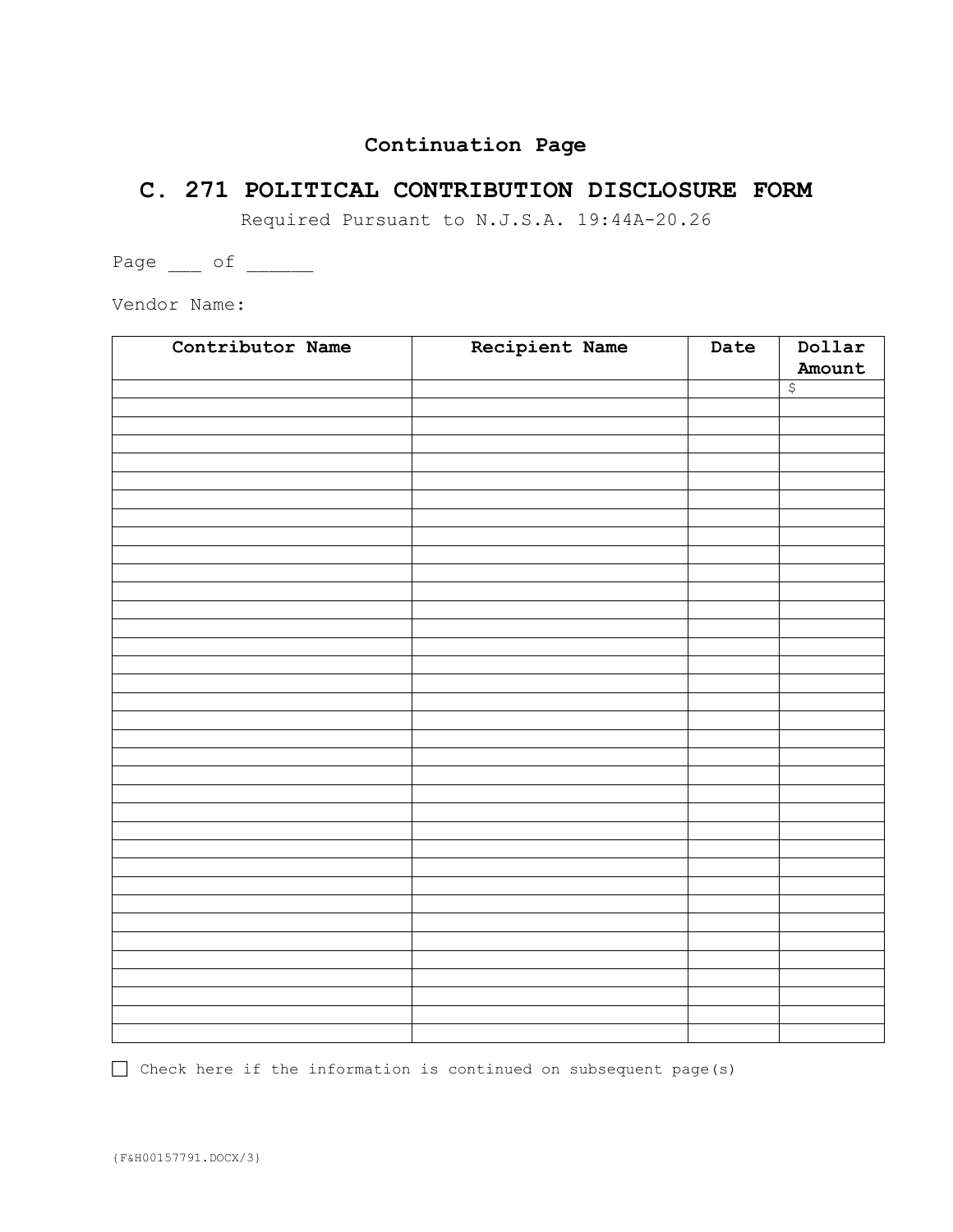**Continuation Page**

# C. 271 POLITICAL CONTRIBUTION DISCLOSURE FORM

Required Pursuant to N.J.S.A. 19:44A-20.26

Page ___ of ______

Vendor Name:

| Contributor Name | Recipient Name | Date | Dollar Amount |
|---|---|---|---|
| | | | $ |
| | | | |
| | | | |
| | | | |
| | | | |
| | | | |
| | | | |
| | | | |
| | | | |
| | | | |
| | | | |
| | | | |
| | | | |
| | | | |
| | | | |
| | | | |
| | | | |
| | | | |
| | | | |
| | | | |
| | | | |
| | | | |
| | | | |
| | | | |
| | | | |
| | | | |
| | | | |
| | | | |
| | | | |
| | | | |
| | | | |
| | | | |
| | | | |
| | | | |
| | | | |

☐ Check here if the information is continued on subsequent page(s)

{F&H00157791.DOCX/3}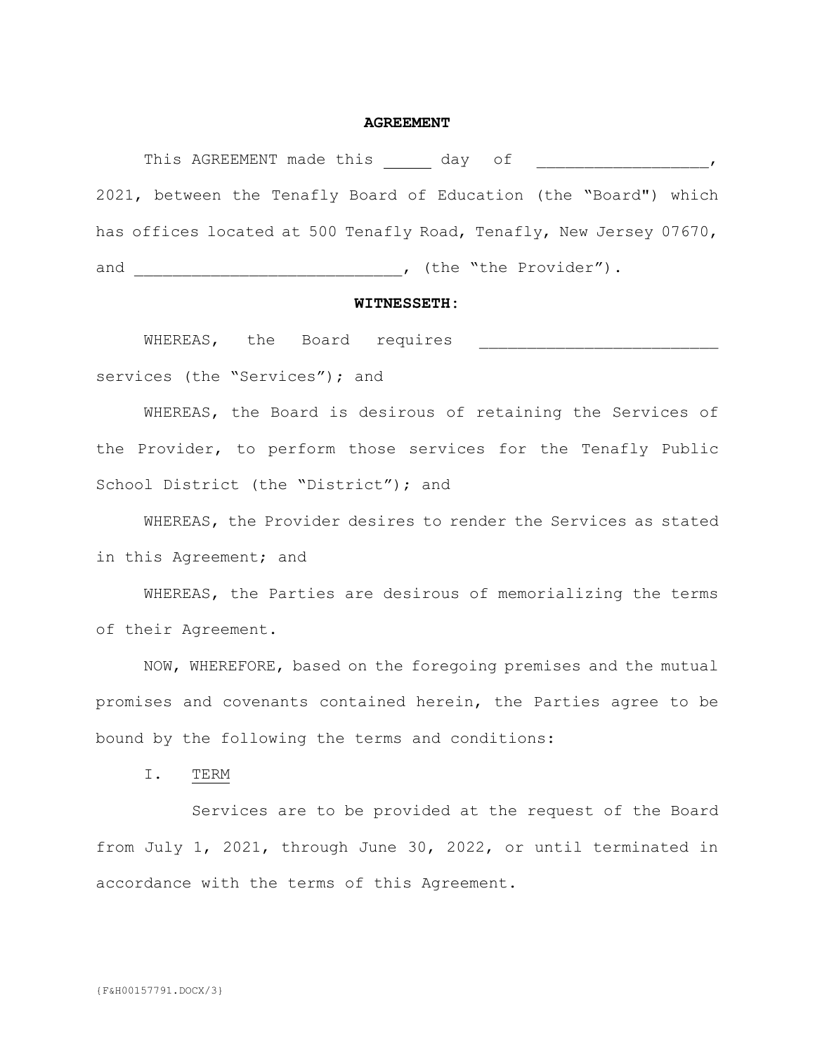**AGREEMENT**

This AGREEMENT made this _____ day of __________________, 2021, between the Tenafly Board of Education (the "Board") which has offices located at 500 Tenafly Road, Tenafly, New Jersey 07670, and ____________________________, (the "the Provider").

**WITNESSETH:**

WHEREAS, the Board requires _________________________ services (the "Services"); and

WHEREAS, the Board is desirous of retaining the Services of the Provider, to perform those services for the Tenafly Public School District (the "District"); and

WHEREAS, the Provider desires to render the Services as stated in this Agreement; and

WHEREAS, the Parties are desirous of memorializing the terms of their Agreement.

NOW, WHEREFORE, based on the foregoing premises and the mutual promises and covenants contained herein, the Parties agree to be bound by the following the terms and conditions:

I. <u>TERM</u>

Services are to be provided at the request of the Board from July 1, 2021, through June 30, 2022, or until terminated in accordance with the terms of this Agreement.

{F&H00157791.DOCX/3}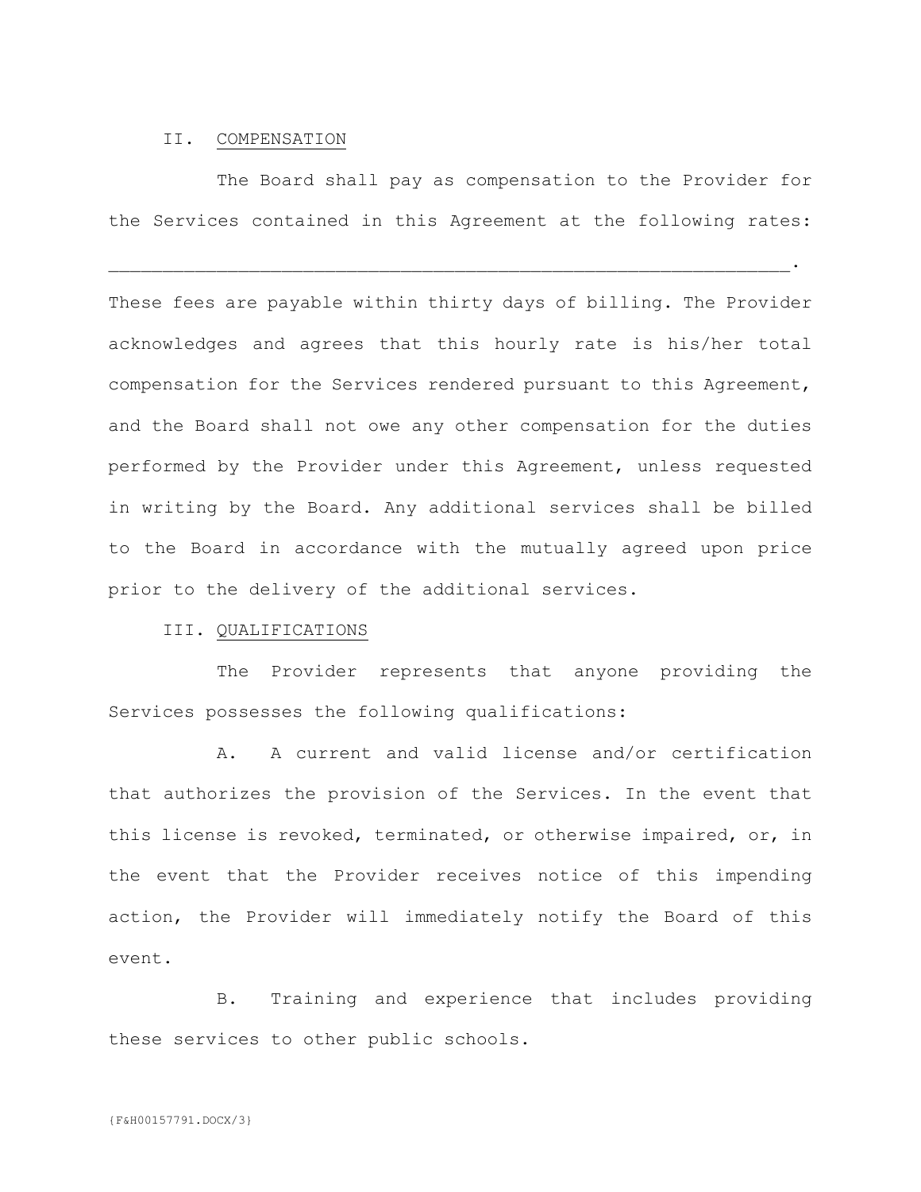## II. COMPENSATION

The Board shall pay as compensation to the Provider for the Services contained in this Agreement at the following rates: _______________________________________________________________.

These fees are payable within thirty days of billing. The Provider acknowledges and agrees that this hourly rate is his/her total compensation for the Services rendered pursuant to this Agreement, and the Board shall not owe any other compensation for the duties performed by the Provider under this Agreement, unless requested in writing by the Board. Any additional services shall be billed to the Board in accordance with the mutually agreed upon price prior to the delivery of the additional services.

## III. QUALIFICATIONS

The Provider represents that anyone providing the Services possesses the following qualifications:

A. A current and valid license and/or certification that authorizes the provision of the Services. In the event that this license is revoked, terminated, or otherwise impaired, or, in the event that the Provider receives notice of this impending action, the Provider will immediately notify the Board of this event.

B. Training and experience that includes providing these services to other public schools.

{F&H00157791.DOCX/3}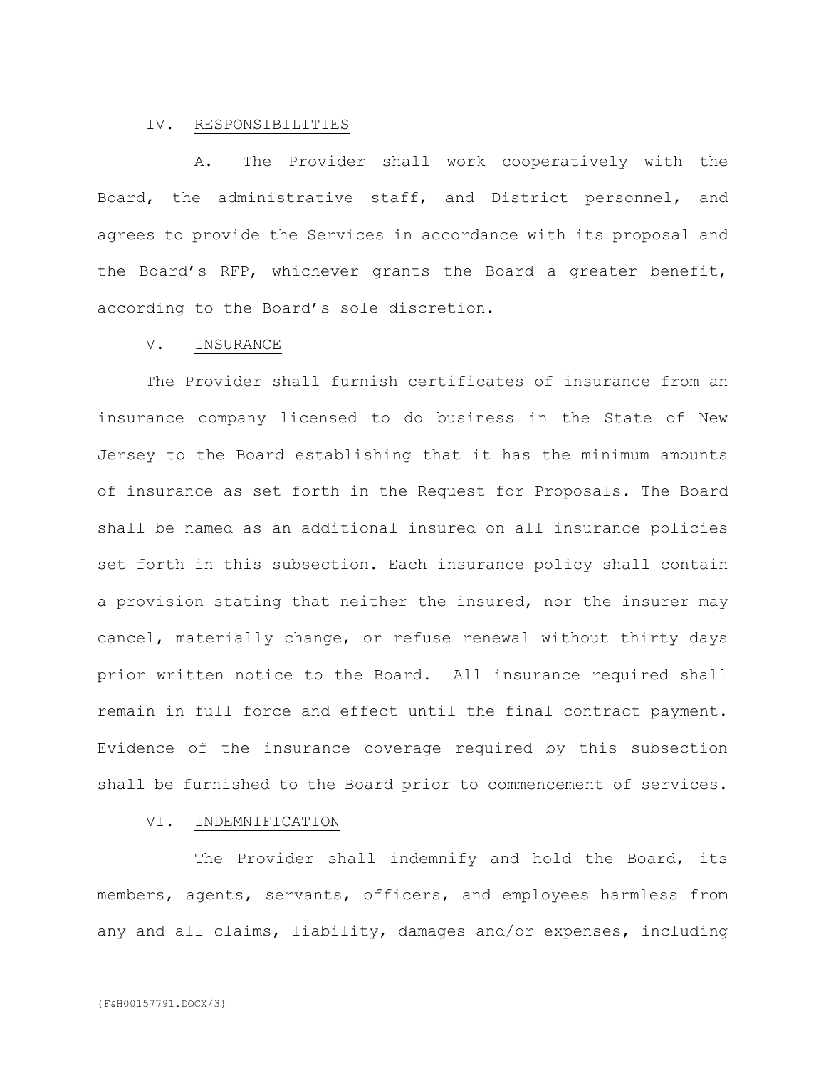## IV. RESPONSIBILITIES

A. The Provider shall work cooperatively with the Board, the administrative staff, and District personnel, and agrees to provide the Services in accordance with its proposal and the Board's RFP, whichever grants the Board a greater benefit, according to the Board's sole discretion.

## V. INSURANCE

The Provider shall furnish certificates of insurance from an insurance company licensed to do business in the State of New Jersey to the Board establishing that it has the minimum amounts of insurance as set forth in the Request for Proposals. The Board shall be named as an additional insured on all insurance policies set forth in this subsection. Each insurance policy shall contain a provision stating that neither the insured, nor the insurer may cancel, materially change, or refuse renewal without thirty days prior written notice to the Board. All insurance required shall remain in full force and effect until the final contract payment. Evidence of the insurance coverage required by this subsection shall be furnished to the Board prior to commencement of services.

## VI. INDEMNIFICATION

The Provider shall indemnify and hold the Board, its members, agents, servants, officers, and employees harmless from any and all claims, liability, damages and/or expenses, including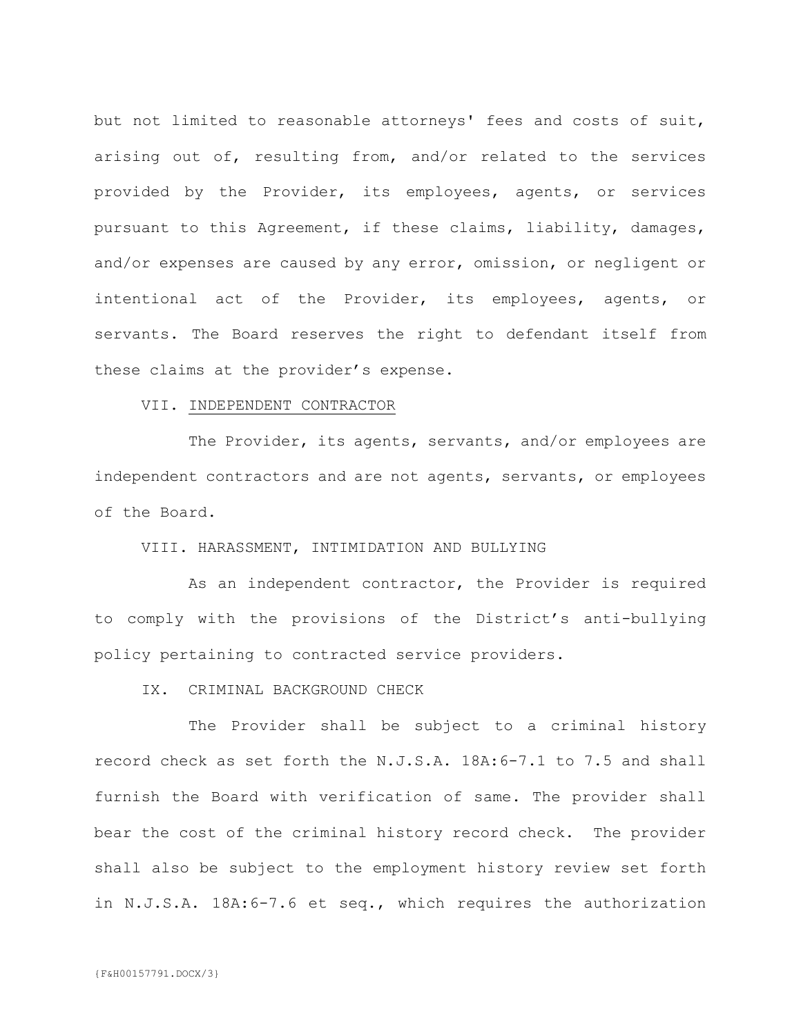but not limited to reasonable attorneys' fees and costs of suit, arising out of, resulting from, and/or related to the services provided by the Provider, its employees, agents, or services pursuant to this Agreement, if these claims, liability, damages, and/or expenses are caused by any error, omission, or negligent or intentional act of the Provider, its employees, agents, or servants. The Board reserves the right to defendant itself from these claims at the provider's expense.

VII. <u>INDEPENDENT CONTRACTOR</u>

The Provider, its agents, servants, and/or employees are independent contractors and are not agents, servants, or employees of the Board.

VIII. HARASSMENT, INTIMIDATION AND BULLYING

As an independent contractor, the Provider is required to comply with the provisions of the District's anti-bullying policy pertaining to contracted service providers.

IX. CRIMINAL BACKGROUND CHECK

The Provider shall be subject to a criminal history record check as set forth the N.J.S.A. 18A:6-7.1 to 7.5 and shall furnish the Board with verification of same. The provider shall bear the cost of the criminal history record check. The provider shall also be subject to the employment history review set forth in N.J.S.A. 18A:6-7.6 et seq., which requires the authorization

{F&H00157791.DOCX/3}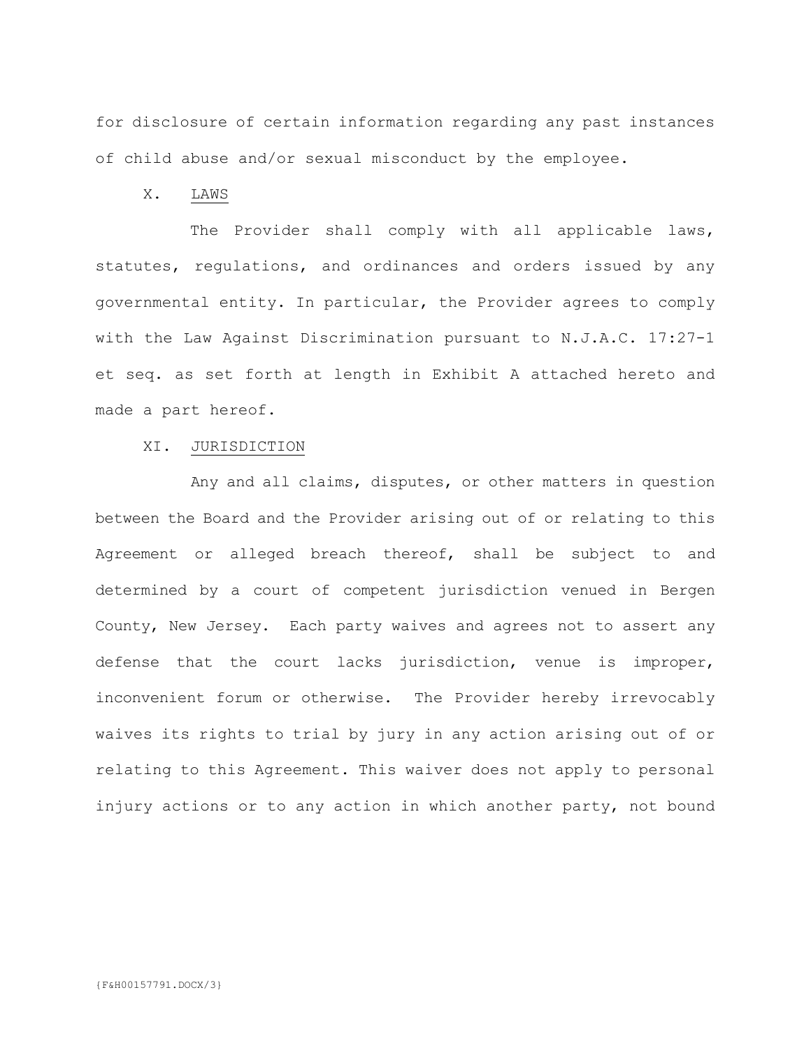for disclosure of certain information regarding any past instances of child abuse and/or sexual misconduct by the employee.

X. LAWS

The Provider shall comply with all applicable laws, statutes, regulations, and ordinances and orders issued by any governmental entity. In particular, the Provider agrees to comply with the Law Against Discrimination pursuant to N.J.A.C. 17:27-1 et seq. as set forth at length in Exhibit A attached hereto and made a part hereof.

XI. JURISDICTION

Any and all claims, disputes, or other matters in question between the Board and the Provider arising out of or relating to this Agreement or alleged breach thereof, shall be subject to and determined by a court of competent jurisdiction venued in Bergen County, New Jersey. Each party waives and agrees not to assert any defense that the court lacks jurisdiction, venue is improper, inconvenient forum or otherwise. The Provider hereby irrevocably waives its rights to trial by jury in any action arising out of or relating to this Agreement. This waiver does not apply to personal injury actions or to any action in which another party, not bound

{F&H00157791.DOCX/3}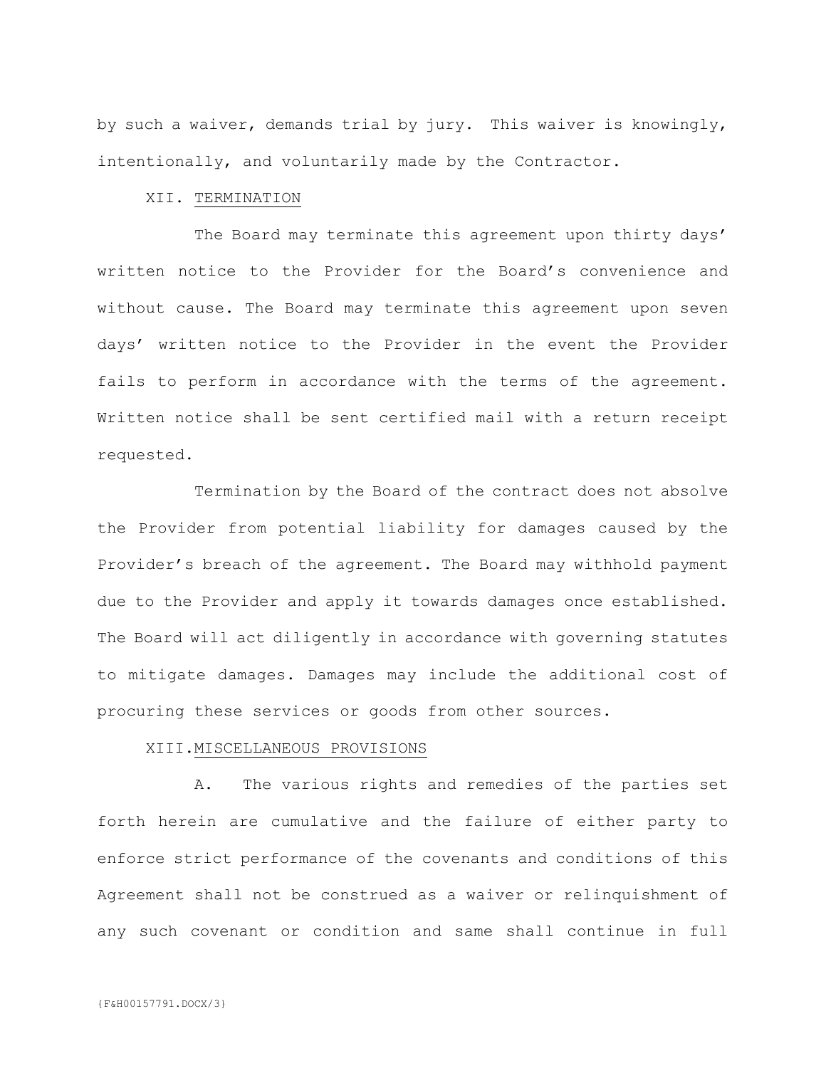by such a waiver, demands trial by jury. This waiver is knowingly, intentionally, and voluntarily made by the Contractor.

XII. TERMINATION

The Board may terminate this agreement upon thirty days' written notice to the Provider for the Board's convenience and without cause. The Board may terminate this agreement upon seven days' written notice to the Provider in the event the Provider fails to perform in accordance with the terms of the agreement. Written notice shall be sent certified mail with a return receipt requested.

Termination by the Board of the contract does not absolve the Provider from potential liability for damages caused by the Provider's breach of the agreement. The Board may withhold payment due to the Provider and apply it towards damages once established. The Board will act diligently in accordance with governing statutes to mitigate damages. Damages may include the additional cost of procuring these services or goods from other sources.

XIII. MISCELLANEOUS PROVISIONS

A. The various rights and remedies of the parties set forth herein are cumulative and the failure of either party to enforce strict performance of the covenants and conditions of this Agreement shall not be construed as a waiver or relinquishment of any such covenant or condition and same shall continue in full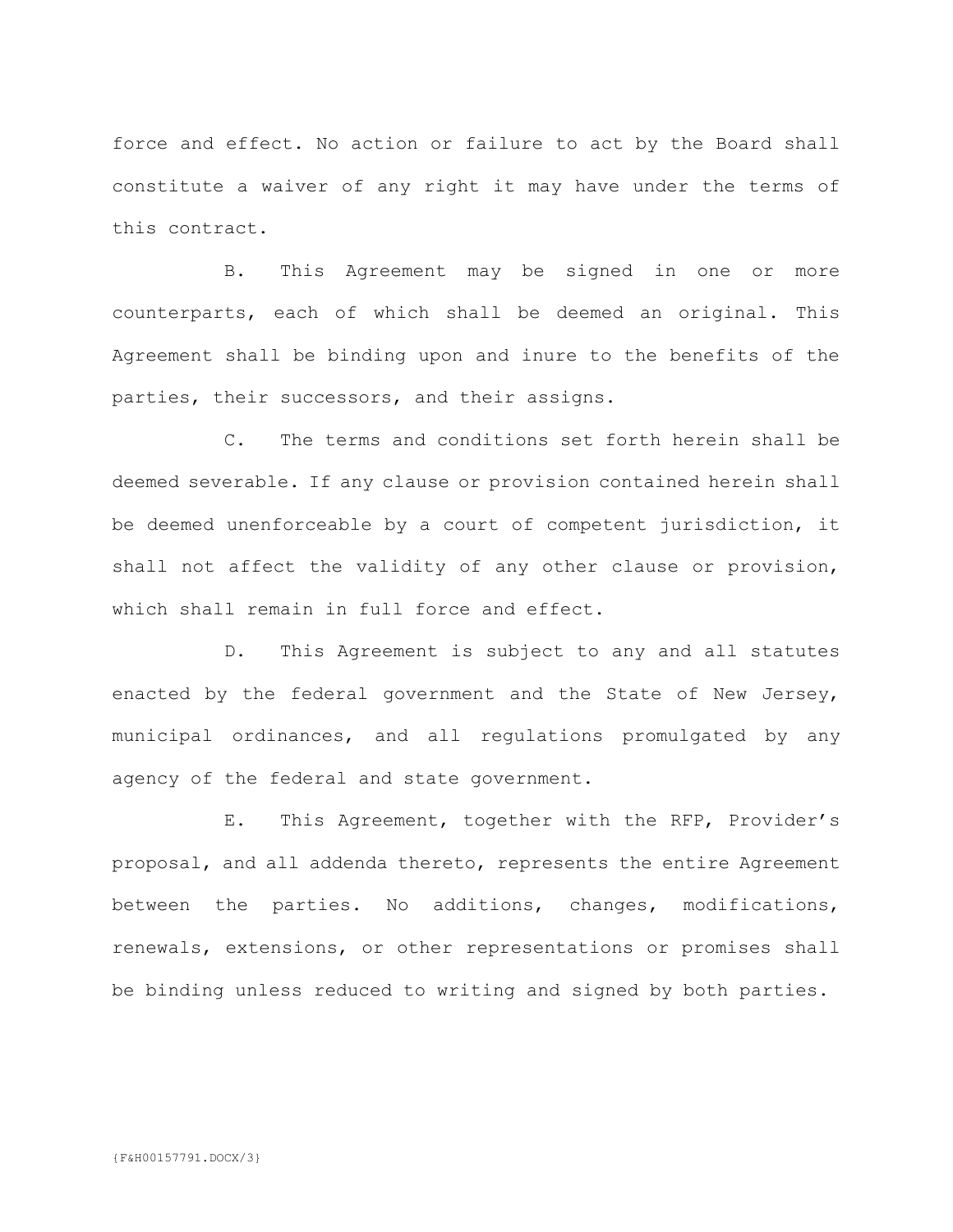force and effect. No action or failure to act by the Board shall constitute a waiver of any right it may have under the terms of this contract.

B. This Agreement may be signed in one or more counterparts, each of which shall be deemed an original. This Agreement shall be binding upon and inure to the benefits of the parties, their successors, and their assigns.

C. The terms and conditions set forth herein shall be deemed severable. If any clause or provision contained herein shall be deemed unenforceable by a court of competent jurisdiction, it shall not affect the validity of any other clause or provision, which shall remain in full force and effect.

D. This Agreement is subject to any and all statutes enacted by the federal government and the State of New Jersey, municipal ordinances, and all regulations promulgated by any agency of the federal and state government.

E. This Agreement, together with the RFP, Provider's proposal, and all addenda thereto, represents the entire Agreement between the parties. No additions, changes, modifications, renewals, extensions, or other representations or promises shall be binding unless reduced to writing and signed by both parties.

{F&H00157791.DOCX/3}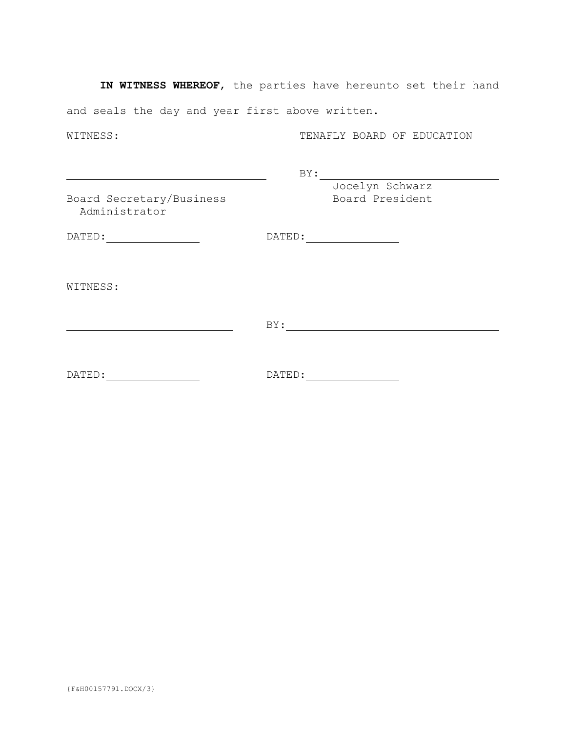**IN WITNESS WHEREOF**, the parties have hereunto set their hand and seals the day and year first above written.

WITNESS: TENAFLY BOARD OF EDUCATION

_______________________________ BY: _______________________________

Board Secretary/Business Administrator

Jocelyn Schwarz
Board President

DATED: ______________ DATED: ______________

WITNESS:

_______________________________ BY: _______________________________

DATED: ______________ DATED: ______________

{F&H00157791.DOCX/3}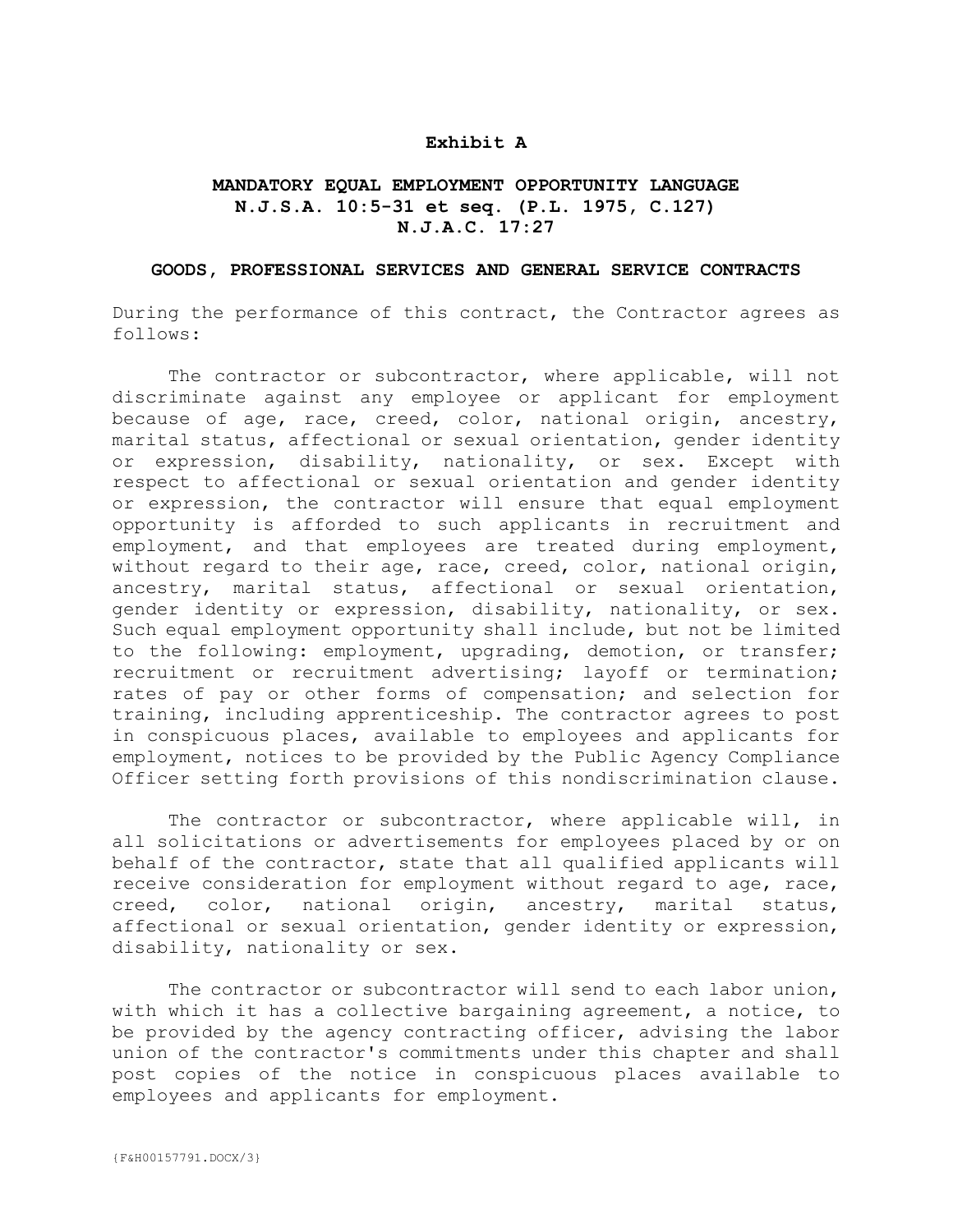## Exhibit A

### MANDATORY EQUAL EMPLOYMENT OPPORTUNITY LANGUAGE
### N.J.S.A. 10:5-31 et seq. (P.L. 1975, C.127)
### N.J.A.C. 17:27

### GOODS, PROFESSIONAL SERVICES AND GENERAL SERVICE CONTRACTS

During the performance of this contract, the Contractor agrees as follows:

The contractor or subcontractor, where applicable, will not discriminate against any employee or applicant for employment because of age, race, creed, color, national origin, ancestry, marital status, affectional or sexual orientation, gender identity or expression, disability, nationality, or sex. Except with respect to affectional or sexual orientation and gender identity or expression, the contractor will ensure that equal employment opportunity is afforded to such applicants in recruitment and employment, and that employees are treated during employment, without regard to their age, race, creed, color, national origin, ancestry, marital status, affectional or sexual orientation, gender identity or expression, disability, nationality, or sex. Such equal employment opportunity shall include, but not be limited to the following: employment, upgrading, demotion, or transfer; recruitment or recruitment advertising; layoff or termination; rates of pay or other forms of compensation; and selection for training, including apprenticeship. The contractor agrees to post in conspicuous places, available to employees and applicants for employment, notices to be provided by the Public Agency Compliance Officer setting forth provisions of this nondiscrimination clause.

The contractor or subcontractor, where applicable will, in all solicitations or advertisements for employees placed by or on behalf of the contractor, state that all qualified applicants will receive consideration for employment without regard to age, race, creed, color, national origin, ancestry, marital status, affectional or sexual orientation, gender identity or expression, disability, nationality or sex.

The contractor or subcontractor will send to each labor union, with which it has a collective bargaining agreement, a notice, to be provided by the agency contracting officer, advising the labor union of the contractor's commitments under this chapter and shall post copies of the notice in conspicuous places available to employees and applicants for employment.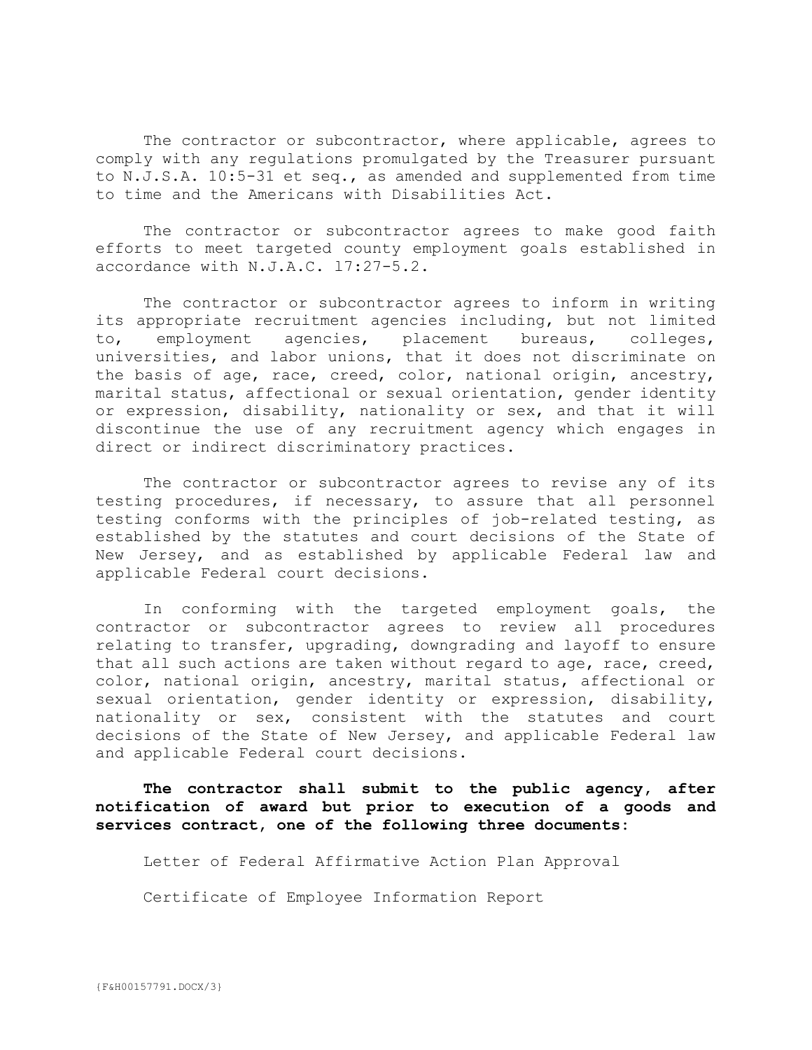The contractor or subcontractor, where applicable, agrees to comply with any regulations promulgated by the Treasurer pursuant to N.J.S.A. 10:5-31 et seq., as amended and supplemented from time to time and the Americans with Disabilities Act.

The contractor or subcontractor agrees to make good faith efforts to meet targeted county employment goals established in accordance with N.J.A.C. l7:27-5.2.

The contractor or subcontractor agrees to inform in writing its appropriate recruitment agencies including, but not limited to, employment agencies, placement bureaus, colleges, universities, and labor unions, that it does not discriminate on the basis of age, race, creed, color, national origin, ancestry, marital status, affectional or sexual orientation, gender identity or expression, disability, nationality or sex, and that it will discontinue the use of any recruitment agency which engages in direct or indirect discriminatory practices.

The contractor or subcontractor agrees to revise any of its testing procedures, if necessary, to assure that all personnel testing conforms with the principles of job-related testing, as established by the statutes and court decisions of the State of New Jersey, and as established by applicable Federal law and applicable Federal court decisions.

In conforming with the targeted employment goals, the contractor or subcontractor agrees to review all procedures relating to transfer, upgrading, downgrading and layoff to ensure that all such actions are taken without regard to age, race, creed, color, national origin, ancestry, marital status, affectional or sexual orientation, gender identity or expression, disability, nationality or sex, consistent with the statutes and court decisions of the State of New Jersey, and applicable Federal law and applicable Federal court decisions.

**The contractor shall submit to the public agency, after notification of award but prior to execution of a goods and services contract, one of the following three documents:**

Letter of Federal Affirmative Action Plan Approval

Certificate of Employee Information Report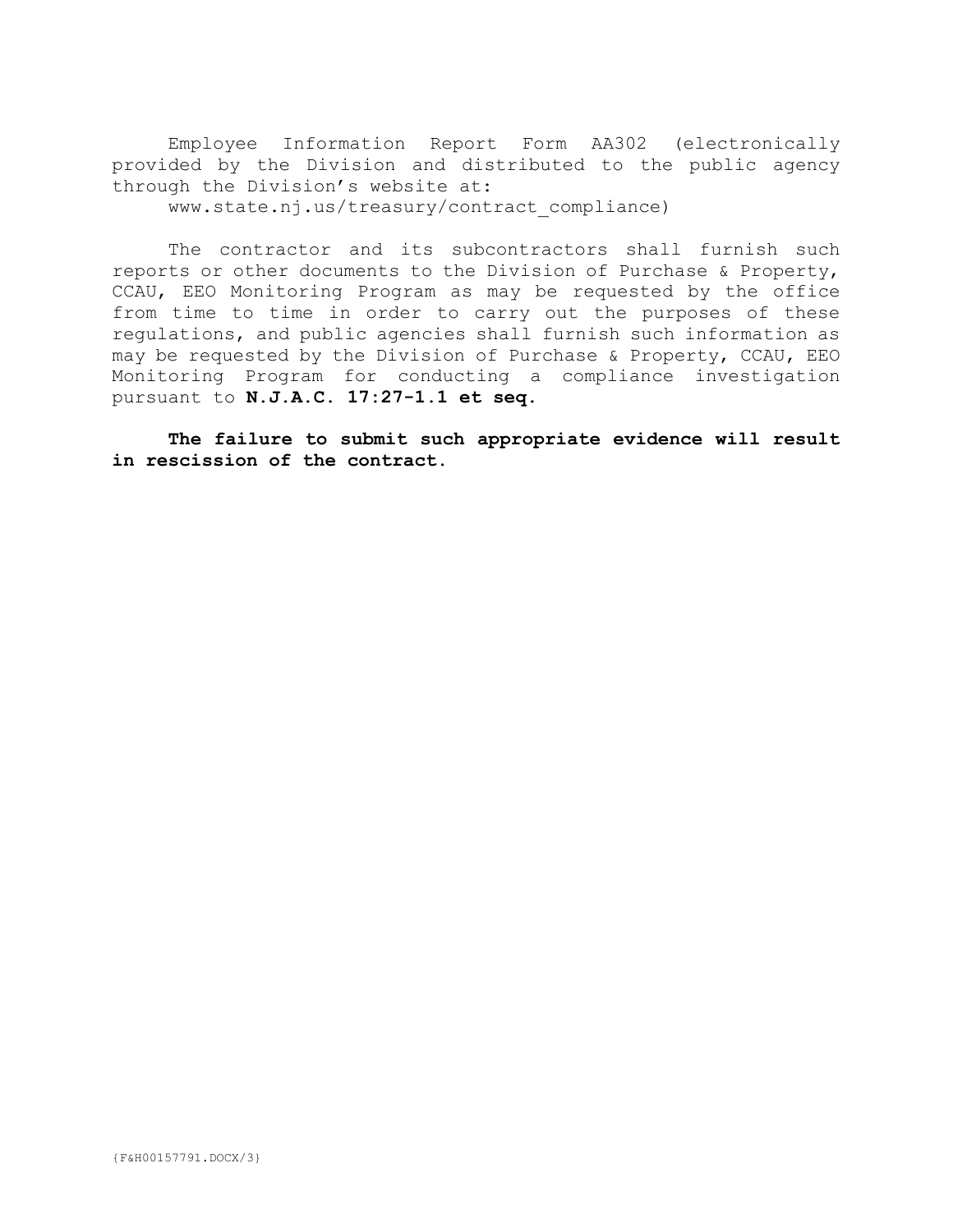Employee Information Report Form AA302 (electronically provided by the Division and distributed to the public agency through the Division's website at: www.state.nj.us/treasury/contract_compliance)

The contractor and its subcontractors shall furnish such reports or other documents to the Division of Purchase & Property, CCAU, EEO Monitoring Program as may be requested by the office from time to time in order to carry out the purposes of these regulations, and public agencies shall furnish such information as may be requested by the Division of Purchase & Property, CCAU, EEO Monitoring Program for conducting a compliance investigation pursuant to **N.J.A.C. 17:27-1.1 et seq.**

**The failure to submit such appropriate evidence will result in rescission of the contract.**

{F&H00157791.DOCX/3}